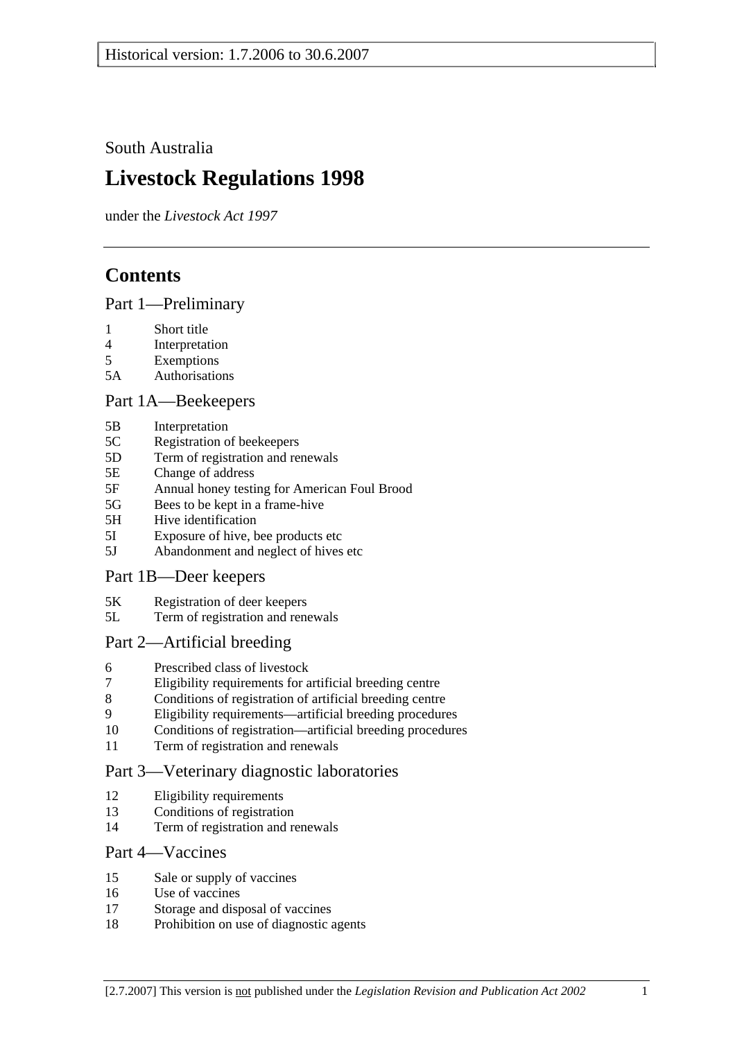Historical version: 1.7.2006 to 30.6.2007

South Australia

# Livestock Regulations 1998

under the *Livestock Act 1997*

## Contents

### Part 1—Preliminary

1 Short title
4 Interpretation
5 Exemptions
5A Authorisations

### Part 1A—Beekeepers

5B Interpretation
5C Registration of beekeepers
5D Term of registration and renewals
5E Change of address
5F Annual honey testing for American Foul Brood
5G Bees to be kept in a frame-hive
5H Hive identification
5I Exposure of hive, bee products etc
5J Abandonment and neglect of hives etc

### Part 1B—Deer keepers

5K Registration of deer keepers
5L Term of registration and renewals

### Part 2—Artificial breeding

6 Prescribed class of livestock
7 Eligibility requirements for artificial breeding centre
8 Conditions of registration of artificial breeding centre
9 Eligibility requirements—artificial breeding procedures
10 Conditions of registration—artificial breeding procedures
11 Term of registration and renewals

### Part 3—Veterinary diagnostic laboratories

12 Eligibility requirements
13 Conditions of registration
14 Term of registration and renewals

### Part 4—Vaccines

15 Sale or supply of vaccines
16 Use of vaccines
17 Storage and disposal of vaccines
18 Prohibition on use of diagnostic agents

[2.7.2007] This version is not published under the *Legislation Revision and Publication Act 2002*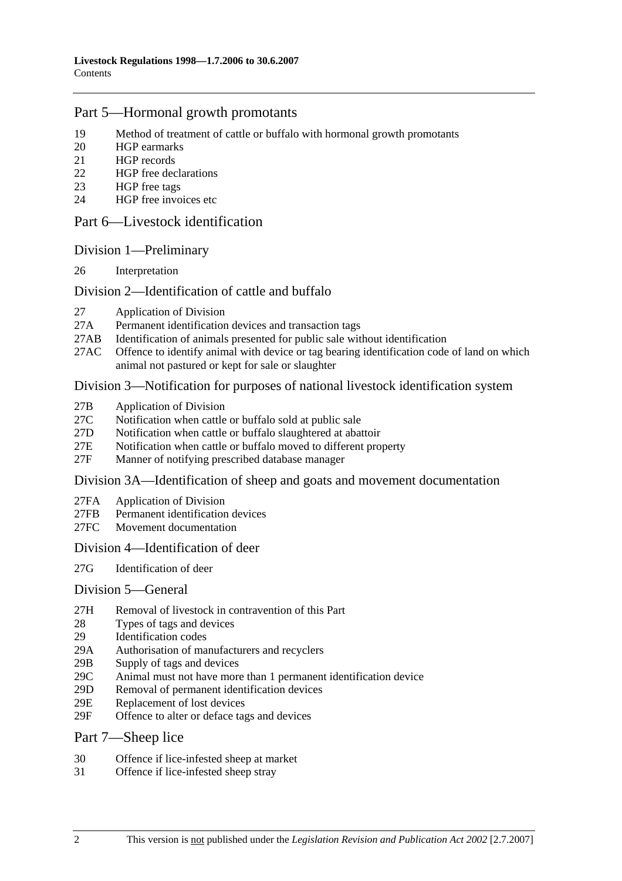## Part 5—Hormonal growth promotants

19 Method of treatment of cattle or buffalo with hormonal growth promotants
20 HGP earmarks
21 HGP records
22 HGP free declarations
23 HGP free tags
24 HGP free invoices etc

## Part 6—Livestock identification

### Division 1—Preliminary

26 Interpretation

### Division 2—Identification of cattle and buffalo

27 Application of Division
27A Permanent identification devices and transaction tags
27AB Identification of animals presented for public sale without identification
27AC Offence to identify animal with device or tag bearing identification code of land on which animal not pastured or kept for sale or slaughter

### Division 3—Notification for purposes of national livestock identification system

27B Application of Division
27C Notification when cattle or buffalo sold at public sale
27D Notification when cattle or buffalo slaughtered at abattoir
27E Notification when cattle or buffalo moved to different property
27F Manner of notifying prescribed database manager

### Division 3A—Identification of sheep and goats and movement documentation

27FA Application of Division
27FB Permanent identification devices
27FC Movement documentation

### Division 4—Identification of deer

27G Identification of deer

### Division 5—General

27H Removal of livestock in contravention of this Part
28 Types of tags and devices
29 Identification codes
29A Authorisation of manufacturers and recyclers
29B Supply of tags and devices
29C Animal must not have more than 1 permanent identification device
29D Removal of permanent identification devices
29E Replacement of lost devices
29F Offence to alter or deface tags and devices

## Part 7—Sheep lice

30 Offence if lice-infested sheep at market
31 Offence if lice-infested sheep stray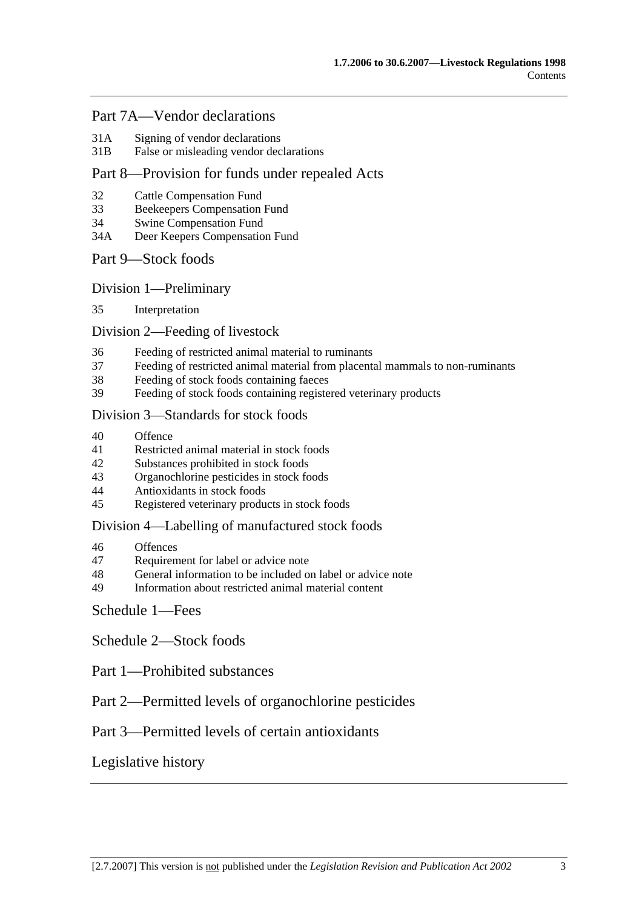## Part 7A—Vendor declarations

31A Signing of vendor declarations
31B False or misleading vendor declarations

## Part 8—Provision for funds under repealed Acts

32 Cattle Compensation Fund
33 Beekeepers Compensation Fund
34 Swine Compensation Fund
34A Deer Keepers Compensation Fund

## Part 9—Stock foods

### Division 1—Preliminary

35 Interpretation

### Division 2—Feeding of livestock

36 Feeding of restricted animal material to ruminants
37 Feeding of restricted animal material from placental mammals to non-ruminants
38 Feeding of stock foods containing faeces
39 Feeding of stock foods containing registered veterinary products

### Division 3—Standards for stock foods

40 Offence
41 Restricted animal material in stock foods
42 Substances prohibited in stock foods
43 Organochlorine pesticides in stock foods
44 Antioxidants in stock foods
45 Registered veterinary products in stock foods

### Division 4—Labelling of manufactured stock foods

46 Offences
47 Requirement for label or advice note
48 General information to be included on label or advice note
49 Information about restricted animal material content

## Schedule 1—Fees

## Schedule 2—Stock foods

## Part 1—Prohibited substances

## Part 2—Permitted levels of organochlorine pesticides

## Part 3—Permitted levels of certain antioxidants

## Legislative history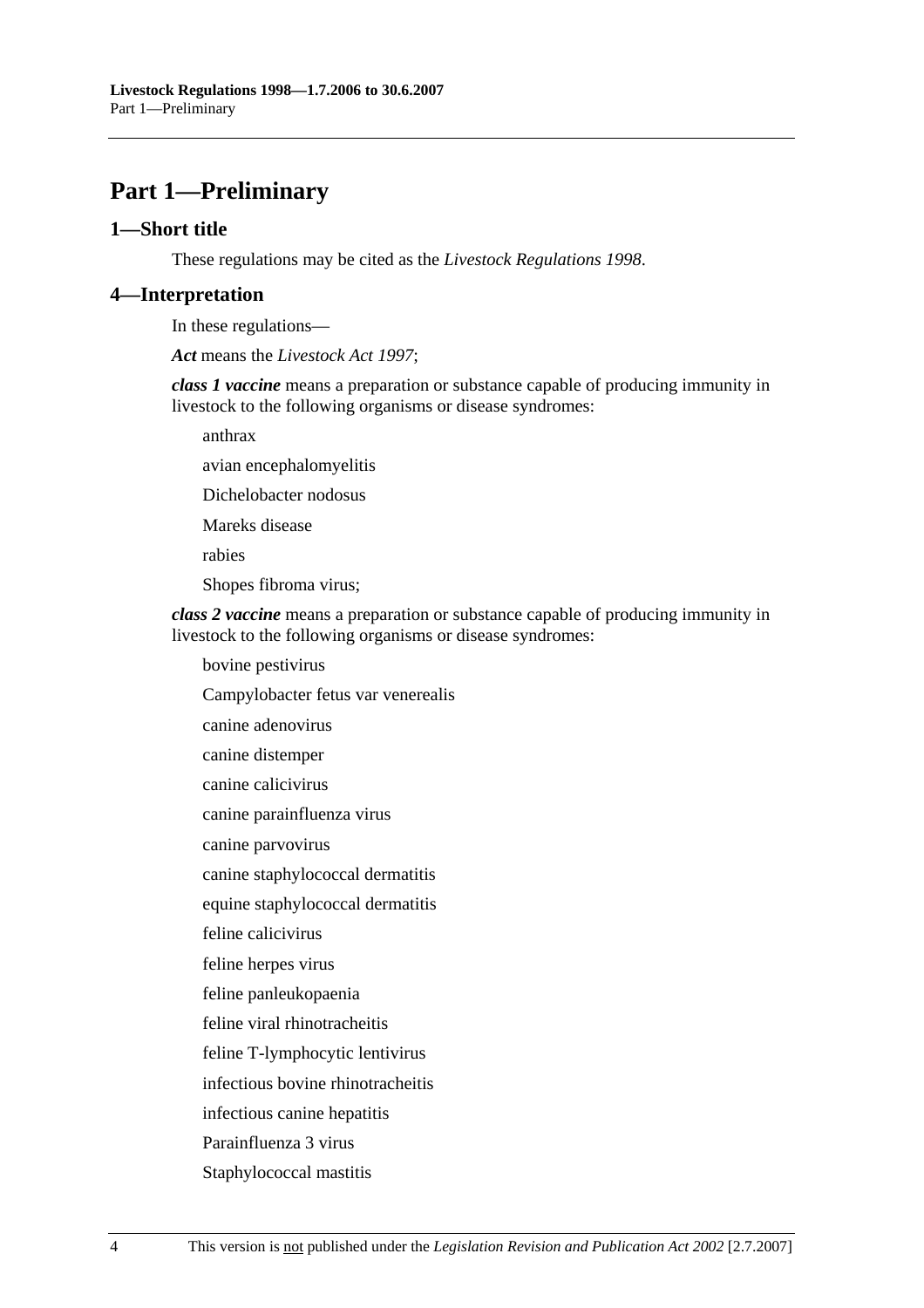# Part 1—Preliminary

## 1—Short title

These regulations may be cited as the *Livestock Regulations 1998*.

## 4—Interpretation

In these regulations—

***Act*** means the *Livestock Act 1997*;

***class 1 vaccine*** means a preparation or substance capable of producing immunity in livestock to the following organisms or disease syndromes:

anthrax

avian encephalomyelitis

Dichelobacter nodosus

Mareks disease

rabies

Shopes fibroma virus;

***class 2 vaccine*** means a preparation or substance capable of producing immunity in livestock to the following organisms or disease syndromes:

bovine pestivirus

Campylobacter fetus var venerealis

canine adenovirus

canine distemper

canine calicivirus

canine parainfluenza virus

canine parvovirus

canine staphylococcal dermatitis

equine staphylococcal dermatitis

feline calicivirus

feline herpes virus

feline panleukopaenia

feline viral rhinotracheitis

feline T-lymphocytic lentivirus

infectious bovine rhinotracheitis

infectious canine hepatitis

Parainfluenza 3 virus

Staphylococcal mastitis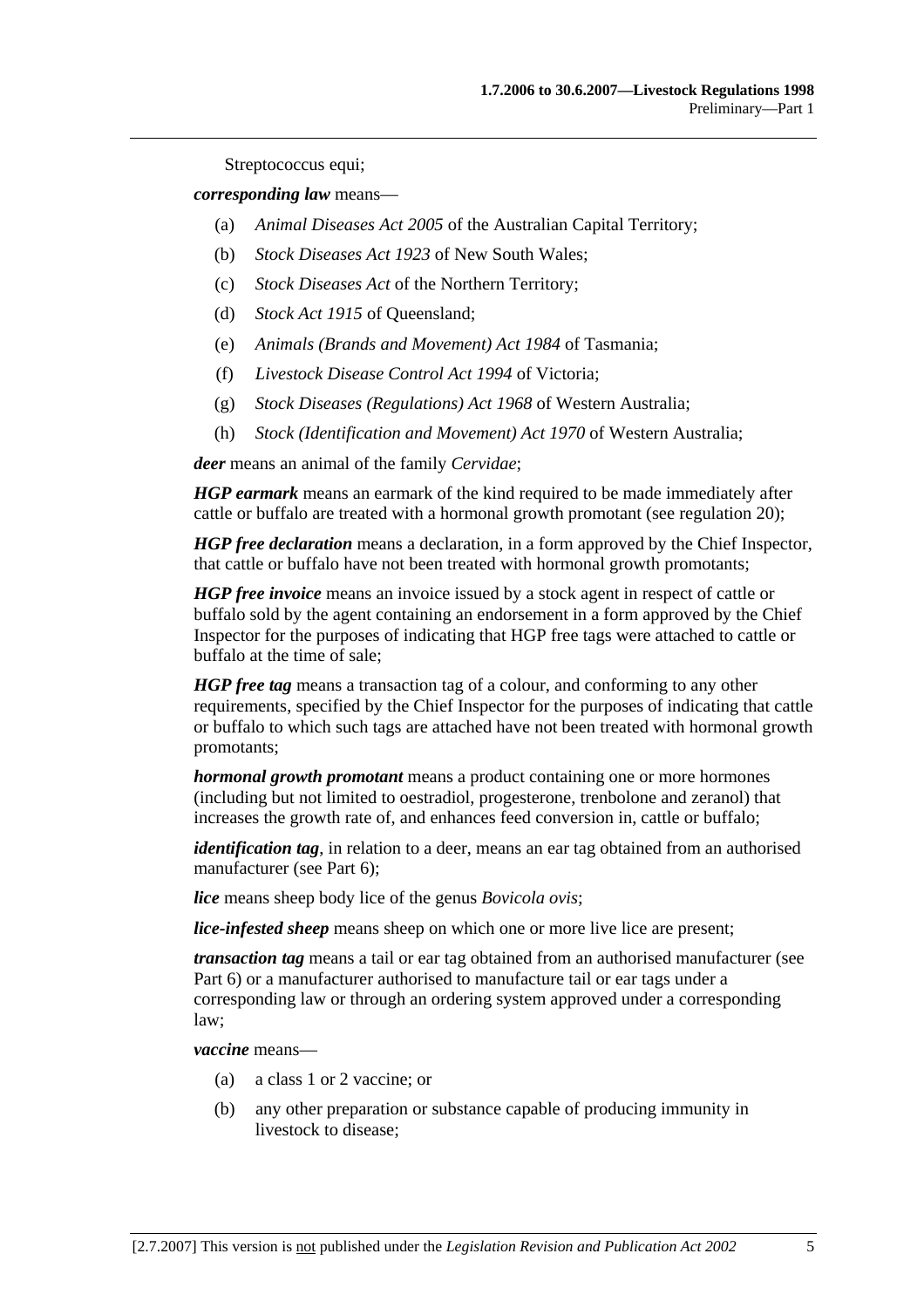Streptococcus equi;

***corresponding law*** means—

- (a) *Animal Diseases Act 2005* of the Australian Capital Territory;
- (b) *Stock Diseases Act 1923* of New South Wales;
- (c) *Stock Diseases Act* of the Northern Territory;
- (d) *Stock Act 1915* of Queensland;
- (e) *Animals (Brands and Movement) Act 1984* of Tasmania;
- (f) *Livestock Disease Control Act 1994* of Victoria;
- (g) *Stock Diseases (Regulations) Act 1968* of Western Australia;
- (h) *Stock (Identification and Movement) Act 1970* of Western Australia;

***deer*** means an animal of the family *Cervidae*;

***HGP earmark*** means an earmark of the kind required to be made immediately after cattle or buffalo are treated with a hormonal growth promotant (see regulation 20);

***HGP free declaration*** means a declaration, in a form approved by the Chief Inspector, that cattle or buffalo have not been treated with hormonal growth promotants;

***HGP free invoice*** means an invoice issued by a stock agent in respect of cattle or buffalo sold by the agent containing an endorsement in a form approved by the Chief Inspector for the purposes of indicating that HGP free tags were attached to cattle or buffalo at the time of sale;

***HGP free tag*** means a transaction tag of a colour, and conforming to any other requirements, specified by the Chief Inspector for the purposes of indicating that cattle or buffalo to which such tags are attached have not been treated with hormonal growth promotants;

***hormonal growth promotant*** means a product containing one or more hormones (including but not limited to oestradiol, progesterone, trenbolone and zeranol) that increases the growth rate of, and enhances feed conversion in, cattle or buffalo;

***identification tag***, in relation to a deer, means an ear tag obtained from an authorised manufacturer (see Part 6);

***lice*** means sheep body lice of the genus *Bovicola ovis*;

***lice-infested sheep*** means sheep on which one or more live lice are present;

***transaction tag*** means a tail or ear tag obtained from an authorised manufacturer (see Part 6) or a manufacturer authorised to manufacture tail or ear tags under a corresponding law or through an ordering system approved under a corresponding law;

***vaccine*** means—

- (a) a class 1 or 2 vaccine; or
- (b) any other preparation or substance capable of producing immunity in livestock to disease;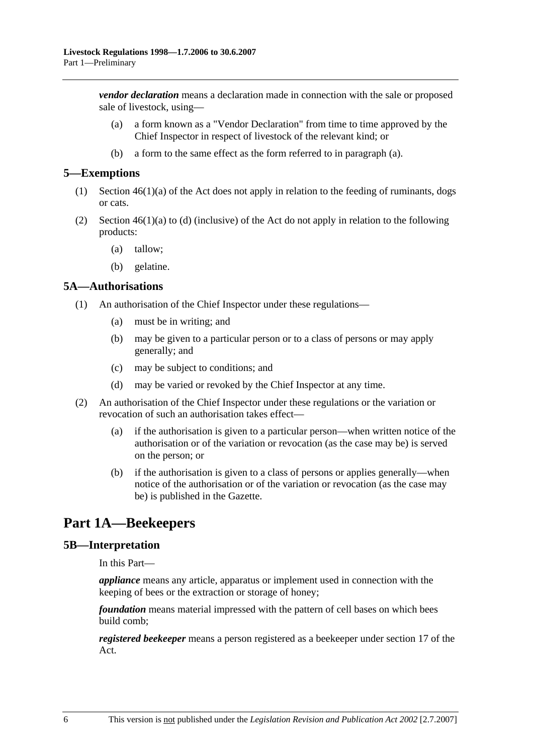***vendor declaration*** means a declaration made in connection with the sale or proposed sale of livestock, using—

- (a) a form known as a "Vendor Declaration" from time to time approved by the Chief Inspector in respect of livestock of the relevant kind; or
- (b) a form to the same effect as the form referred to in paragraph (a).

## 5—Exemptions

(1) Section 46(1)(a) of the Act does not apply in relation to the feeding of ruminants, dogs or cats.

(2) Section 46(1)(a) to (d) (inclusive) of the Act do not apply in relation to the following products:

- (a) tallow;
- (b) gelatine.

## 5A—Authorisations

(1) An authorisation of the Chief Inspector under these regulations—

- (a) must be in writing; and
- (b) may be given to a particular person or to a class of persons or may apply generally; and
- (c) may be subject to conditions; and
- (d) may be varied or revoked by the Chief Inspector at any time.

(2) An authorisation of the Chief Inspector under these regulations or the variation or revocation of such an authorisation takes effect—

- (a) if the authorisation is given to a particular person—when written notice of the authorisation or of the variation or revocation (as the case may be) is served on the person; or
- (b) if the authorisation is given to a class of persons or applies generally—when notice of the authorisation or of the variation or revocation (as the case may be) is published in the Gazette.

# Part 1A—Beekeepers

## 5B—Interpretation

In this Part—

***appliance*** means any article, apparatus or implement used in connection with the keeping of bees or the extraction or storage of honey;

***foundation*** means material impressed with the pattern of cell bases on which bees build comb;

***registered beekeeper*** means a person registered as a beekeeper under section 17 of the Act.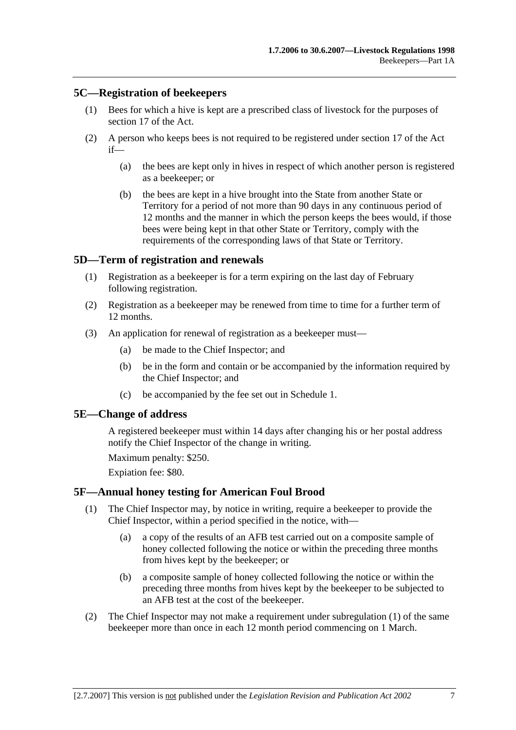## 5C—Registration of beekeepers

(1) Bees for which a hive is kept are a prescribed class of livestock for the purposes of section 17 of the Act.

(2) A person who keeps bees is not required to be registered under section 17 of the Act if—

(a) the bees are kept only in hives in respect of which another person is registered as a beekeeper; or

(b) the bees are kept in a hive brought into the State from another State or Territory for a period of not more than 90 days in any continuous period of 12 months and the manner in which the person keeps the bees would, if those bees were being kept in that other State or Territory, comply with the requirements of the corresponding laws of that State or Territory.

## 5D—Term of registration and renewals

(1) Registration as a beekeeper is for a term expiring on the last day of February following registration.

(2) Registration as a beekeeper may be renewed from time to time for a further term of 12 months.

(3) An application for renewal of registration as a beekeeper must—

(a) be made to the Chief Inspector; and

(b) be in the form and contain or be accompanied by the information required by the Chief Inspector; and

(c) be accompanied by the fee set out in Schedule 1.

## 5E—Change of address

A registered beekeeper must within 14 days after changing his or her postal address notify the Chief Inspector of the change in writing.

Maximum penalty: $250.

Expiation fee: $80.

## 5F—Annual honey testing for American Foul Brood

(1) The Chief Inspector may, by notice in writing, require a beekeeper to provide the Chief Inspector, within a period specified in the notice, with—

(a) a copy of the results of an AFB test carried out on a composite sample of honey collected following the notice or within the preceding three months from hives kept by the beekeeper; or

(b) a composite sample of honey collected following the notice or within the preceding three months from hives kept by the beekeeper to be subjected to an AFB test at the cost of the beekeeper.

(2) The Chief Inspector may not make a requirement under subregulation (1) of the same beekeeper more than once in each 12 month period commencing on 1 March.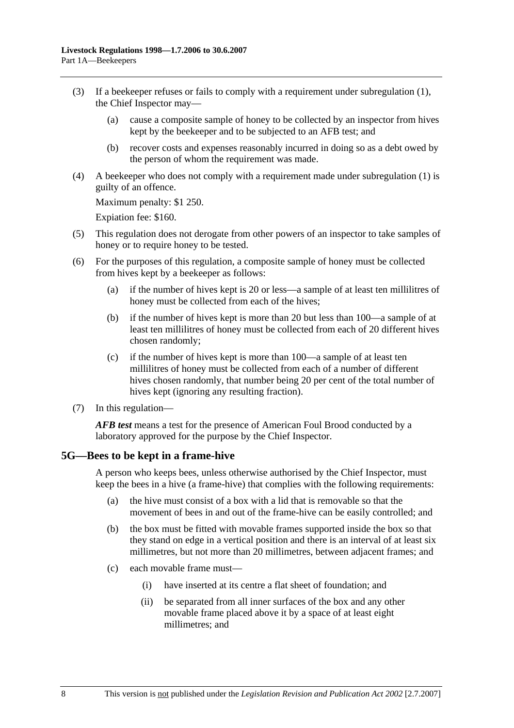(3) If a beekeeper refuses or fails to comply with a requirement under subregulation (1), the Chief Inspector may—

(a) cause a composite sample of honey to be collected by an inspector from hives kept by the beekeeper and to be subjected to an AFB test; and

(b) recover costs and expenses reasonably incurred in doing so as a debt owed by the person of whom the requirement was made.

(4) A beekeeper who does not comply with a requirement made under subregulation (1) is guilty of an offence.

Maximum penalty: $1 250.

Expiation fee: $160.

(5) This regulation does not derogate from other powers of an inspector to take samples of honey or to require honey to be tested.

(6) For the purposes of this regulation, a composite sample of honey must be collected from hives kept by a beekeeper as follows:

(a) if the number of hives kept is 20 or less—a sample of at least ten millilitres of honey must be collected from each of the hives;

(b) if the number of hives kept is more than 20 but less than 100—a sample of at least ten millilitres of honey must be collected from each of 20 different hives chosen randomly;

(c) if the number of hives kept is more than 100—a sample of at least ten millilitres of honey must be collected from each of a number of different hives chosen randomly, that number being 20 per cent of the total number of hives kept (ignoring any resulting fraction).

(7) In this regulation—

***AFB test*** means a test for the presence of American Foul Brood conducted by a laboratory approved for the purpose by the Chief Inspector.

## 5G—Bees to be kept in a frame-hive

A person who keeps bees, unless otherwise authorised by the Chief Inspector, must keep the bees in a hive (a frame-hive) that complies with the following requirements:

(a) the hive must consist of a box with a lid that is removable so that the movement of bees in and out of the frame-hive can be easily controlled; and

(b) the box must be fitted with movable frames supported inside the box so that they stand on edge in a vertical position and there is an interval of at least six millimetres, but not more than 20 millimetres, between adjacent frames; and

(c) each movable frame must—

(i) have inserted at its centre a flat sheet of foundation; and

(ii) be separated from all inner surfaces of the box and any other movable frame placed above it by a space of at least eight millimetres; and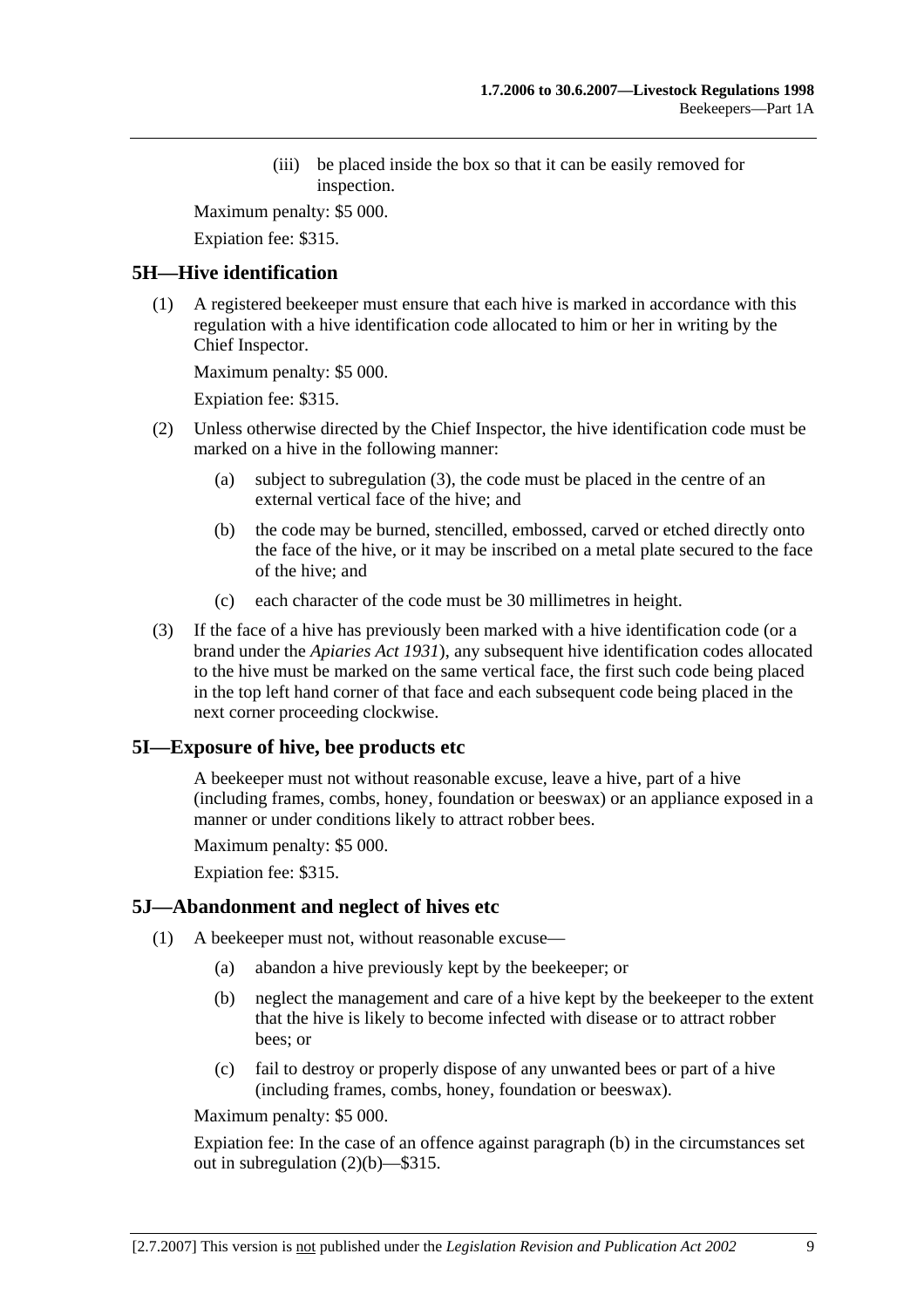(iii) be placed inside the box so that it can be easily removed for inspection.

Maximum penalty: $5 000.

Expiation fee: $315.

## 5H—Hive identification

(1) A registered beekeeper must ensure that each hive is marked in accordance with this regulation with a hive identification code allocated to him or her in writing by the Chief Inspector.

Maximum penalty: $5 000.

Expiation fee: $315.

(2) Unless otherwise directed by the Chief Inspector, the hive identification code must be marked on a hive in the following manner:

(a) subject to subregulation (3), the code must be placed in the centre of an external vertical face of the hive; and

(b) the code may be burned, stencilled, embossed, carved or etched directly onto the face of the hive, or it may be inscribed on a metal plate secured to the face of the hive; and

(c) each character of the code must be 30 millimetres in height.

(3) If the face of a hive has previously been marked with a hive identification code (or a brand under the *Apiaries Act 1931*), any subsequent hive identification codes allocated to the hive must be marked on the same vertical face, the first such code being placed in the top left hand corner of that face and each subsequent code being placed in the next corner proceeding clockwise.

## 5I—Exposure of hive, bee products etc

A beekeeper must not without reasonable excuse, leave a hive, part of a hive (including frames, combs, honey, foundation or beeswax) or an appliance exposed in a manner or under conditions likely to attract robber bees.

Maximum penalty: $5 000.

Expiation fee: $315.

## 5J—Abandonment and neglect of hives etc

(1) A beekeeper must not, without reasonable excuse—

(a) abandon a hive previously kept by the beekeeper; or

(b) neglect the management and care of a hive kept by the beekeeper to the extent that the hive is likely to become infected with disease or to attract robber bees; or

(c) fail to destroy or properly dispose of any unwanted bees or part of a hive (including frames, combs, honey, foundation or beeswax).

Maximum penalty: $5 000.

Expiation fee: In the case of an offence against paragraph (b) in the circumstances set out in subregulation (2)(b)—$315.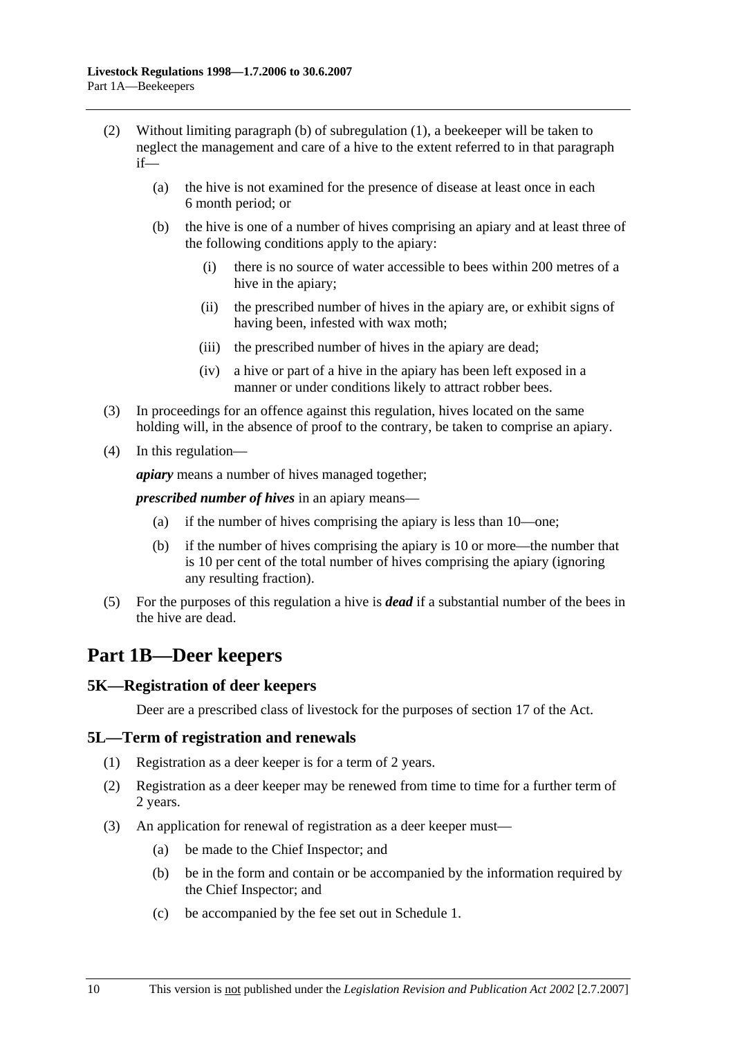(2) Without limiting paragraph (b) of subregulation (1), a beekeeper will be taken to neglect the management and care of a hive to the extent referred to in that paragraph if—

(a) the hive is not examined for the presence of disease at least once in each 6 month period; or

(b) the hive is one of a number of hives comprising an apiary and at least three of the following conditions apply to the apiary:

(i) there is no source of water accessible to bees within 200 metres of a hive in the apiary;

(ii) the prescribed number of hives in the apiary are, or exhibit signs of having been, infested with wax moth;

(iii) the prescribed number of hives in the apiary are dead;

(iv) a hive or part of a hive in the apiary has been left exposed in a manner or under conditions likely to attract robber bees.

(3) In proceedings for an offence against this regulation, hives located on the same holding will, in the absence of proof to the contrary, be taken to comprise an apiary.

(4) In this regulation—

***apiary*** means a number of hives managed together;

***prescribed number of hives*** in an apiary means—

(a) if the number of hives comprising the apiary is less than 10—one;

(b) if the number of hives comprising the apiary is 10 or more—the number that is 10 per cent of the total number of hives comprising the apiary (ignoring any resulting fraction).

(5) For the purposes of this regulation a hive is ***dead*** if a substantial number of the bees in the hive are dead.

# Part 1B—Deer keepers

## 5K—Registration of deer keepers

Deer are a prescribed class of livestock for the purposes of section 17 of the Act.

## 5L—Term of registration and renewals

(1) Registration as a deer keeper is for a term of 2 years.

(2) Registration as a deer keeper may be renewed from time to time for a further term of 2 years.

(3) An application for renewal of registration as a deer keeper must—

(a) be made to the Chief Inspector; and

(b) be in the form and contain or be accompanied by the information required by the Chief Inspector; and

(c) be accompanied by the fee set out in Schedule 1.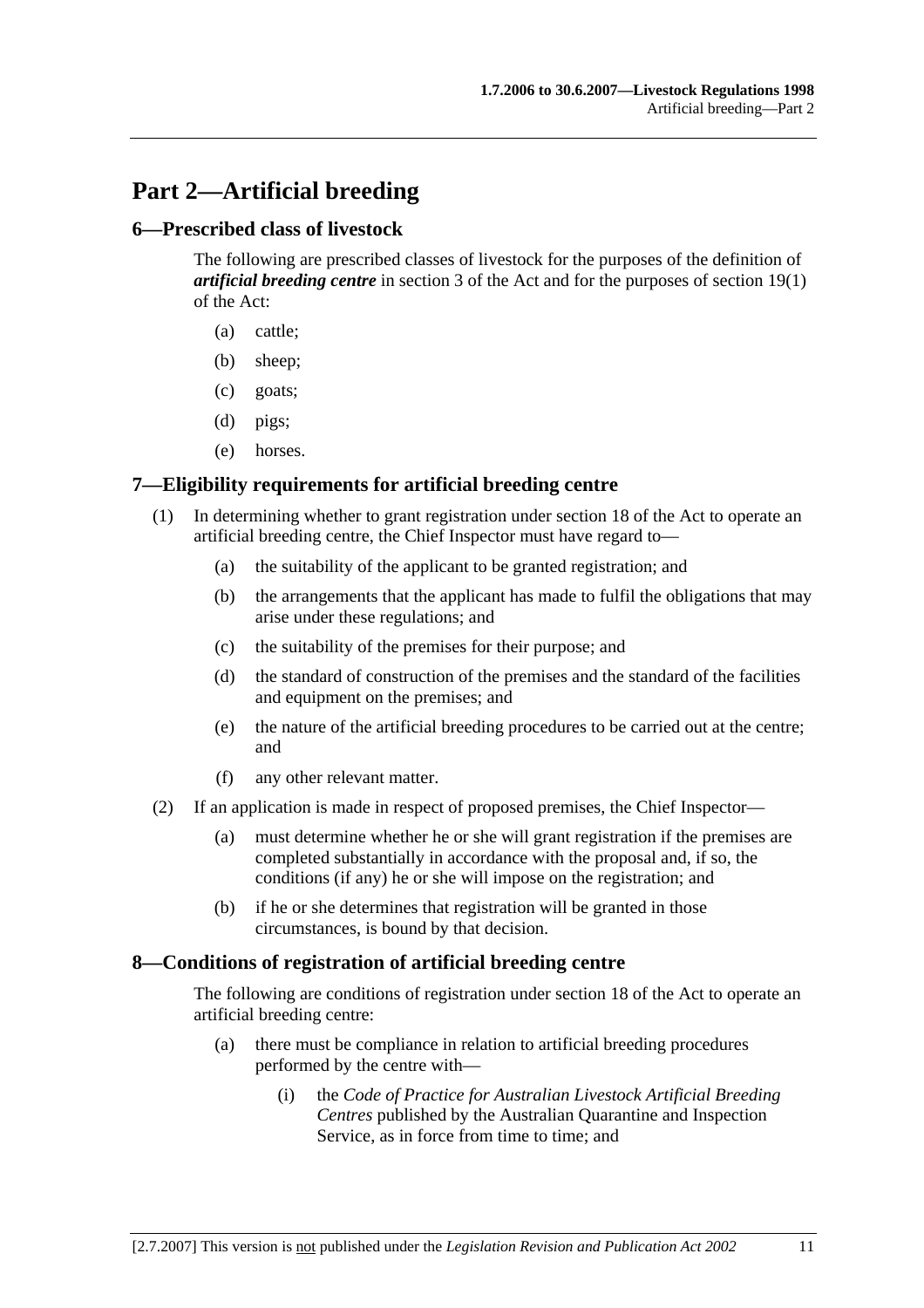# Part 2—Artificial breeding

## 6—Prescribed class of livestock

The following are prescribed classes of livestock for the purposes of the definition of ***artificial breeding centre*** in section 3 of the Act and for the purposes of section 19(1) of the Act:

(a) cattle;

(b) sheep;

(c) goats;

(d) pigs;

(e) horses.

## 7—Eligibility requirements for artificial breeding centre

(1) In determining whether to grant registration under section 18 of the Act to operate an artificial breeding centre, the Chief Inspector must have regard to—

(a) the suitability of the applicant to be granted registration; and

(b) the arrangements that the applicant has made to fulfil the obligations that may arise under these regulations; and

(c) the suitability of the premises for their purpose; and

(d) the standard of construction of the premises and the standard of the facilities and equipment on the premises; and

(e) the nature of the artificial breeding procedures to be carried out at the centre; and

(f) any other relevant matter.

(2) If an application is made in respect of proposed premises, the Chief Inspector—

(a) must determine whether he or she will grant registration if the premises are completed substantially in accordance with the proposal and, if so, the conditions (if any) he or she will impose on the registration; and

(b) if he or she determines that registration will be granted in those circumstances, is bound by that decision.

## 8—Conditions of registration of artificial breeding centre

The following are conditions of registration under section 18 of the Act to operate an artificial breeding centre:

(a) there must be compliance in relation to artificial breeding procedures performed by the centre with—

(i) the *Code of Practice for Australian Livestock Artificial Breeding Centres* published by the Australian Quarantine and Inspection Service, as in force from time to time; and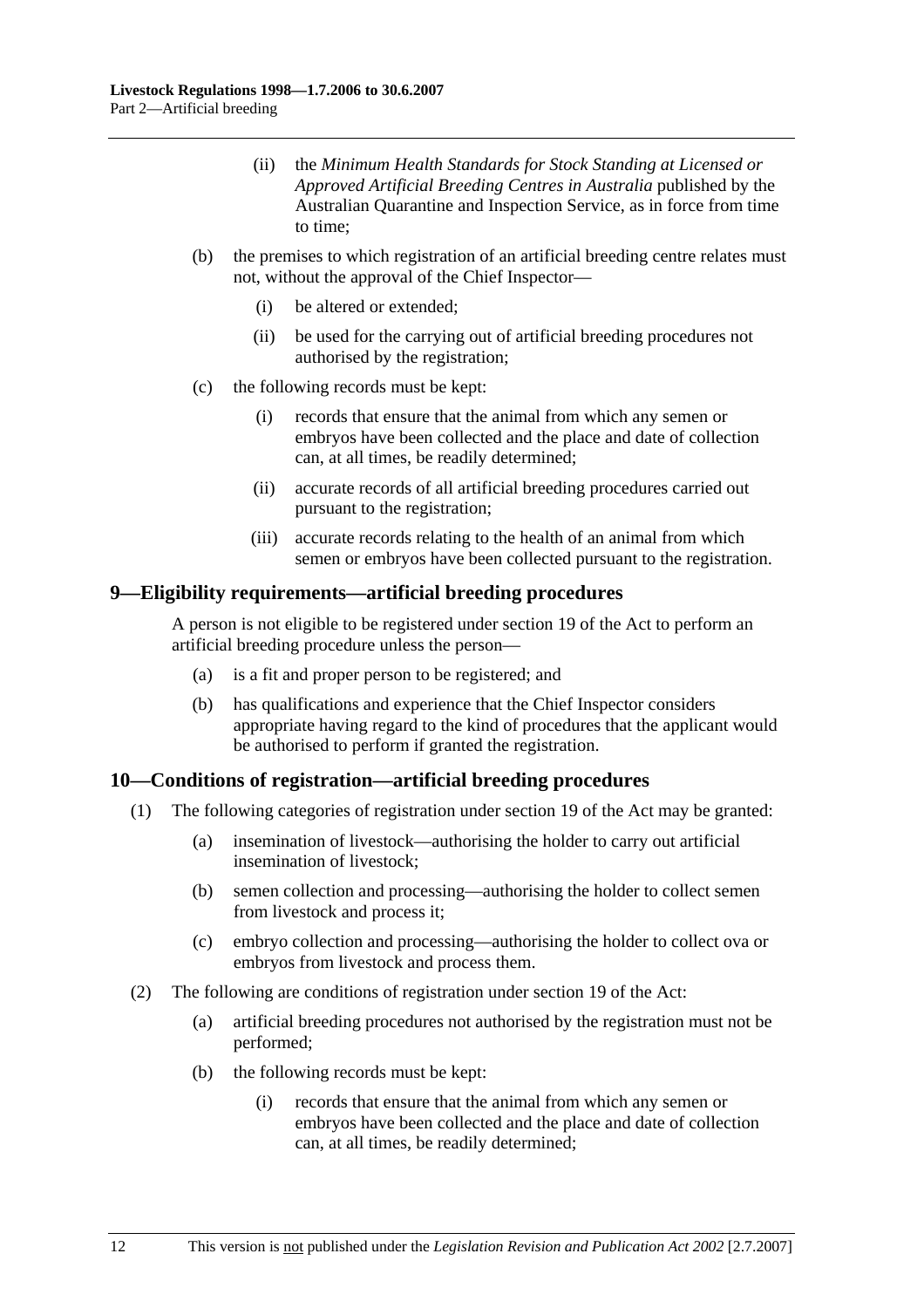(ii) the *Minimum Health Standards for Stock Standing at Licensed or Approved Artificial Breeding Centres in Australia* published by the Australian Quarantine and Inspection Service, as in force from time to time;

(b) the premises to which registration of an artificial breeding centre relates must not, without the approval of the Chief Inspector—

(i) be altered or extended;

(ii) be used for the carrying out of artificial breeding procedures not authorised by the registration;

(c) the following records must be kept:

(i) records that ensure that the animal from which any semen or embryos have been collected and the place and date of collection can, at all times, be readily determined;

(ii) accurate records of all artificial breeding procedures carried out pursuant to the registration;

(iii) accurate records relating to the health of an animal from which semen or embryos have been collected pursuant to the registration.

## 9—Eligibility requirements—artificial breeding procedures

A person is not eligible to be registered under section 19 of the Act to perform an artificial breeding procedure unless the person—

(a) is a fit and proper person to be registered; and

(b) has qualifications and experience that the Chief Inspector considers appropriate having regard to the kind of procedures that the applicant would be authorised to perform if granted the registration.

## 10—Conditions of registration—artificial breeding procedures

(1) The following categories of registration under section 19 of the Act may be granted:

(a) insemination of livestock—authorising the holder to carry out artificial insemination of livestock;

(b) semen collection and processing—authorising the holder to collect semen from livestock and process it;

(c) embryo collection and processing—authorising the holder to collect ova or embryos from livestock and process them.

(2) The following are conditions of registration under section 19 of the Act:

(a) artificial breeding procedures not authorised by the registration must not be performed;

(b) the following records must be kept:

(i) records that ensure that the animal from which any semen or embryos have been collected and the place and date of collection can, at all times, be readily determined;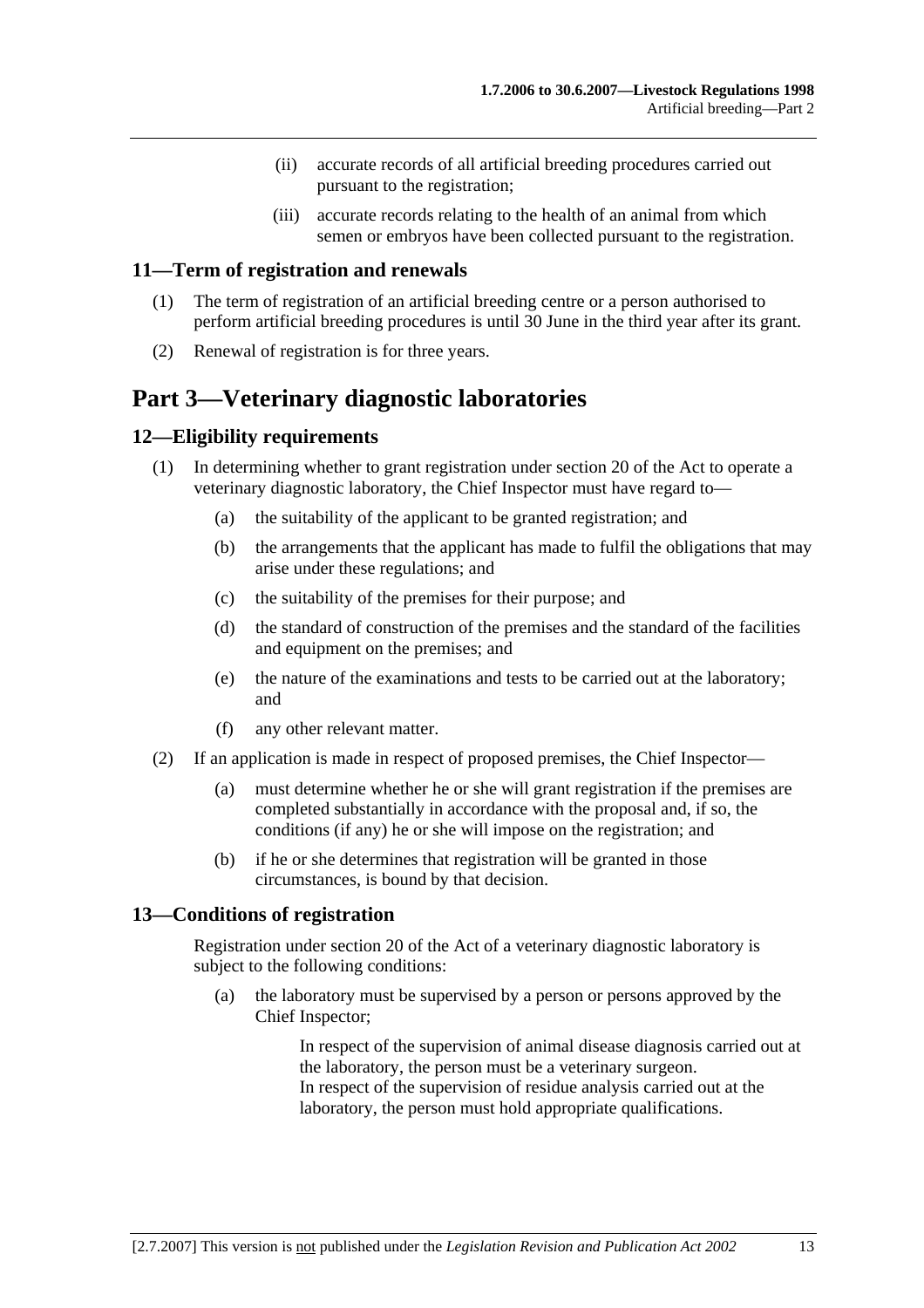(ii) accurate records of all artificial breeding procedures carried out pursuant to the registration;

(iii) accurate records relating to the health of an animal from which semen or embryos have been collected pursuant to the registration.

### 11—Term of registration and renewals

(1) The term of registration of an artificial breeding centre or a person authorised to perform artificial breeding procedures is until 30 June in the third year after its grant.

(2) Renewal of registration is for three years.

## Part 3—Veterinary diagnostic laboratories

### 12—Eligibility requirements

(1) In determining whether to grant registration under section 20 of the Act to operate a veterinary diagnostic laboratory, the Chief Inspector must have regard to—

(a) the suitability of the applicant to be granted registration; and

(b) the arrangements that the applicant has made to fulfil the obligations that may arise under these regulations; and

(c) the suitability of the premises for their purpose; and

(d) the standard of construction of the premises and the standard of the facilities and equipment on the premises; and

(e) the nature of the examinations and tests to be carried out at the laboratory; and

(f) any other relevant matter.

(2) If an application is made in respect of proposed premises, the Chief Inspector—

(a) must determine whether he or she will grant registration if the premises are completed substantially in accordance with the proposal and, if so, the conditions (if any) he or she will impose on the registration; and

(b) if he or she determines that registration will be granted in those circumstances, is bound by that decision.

### 13—Conditions of registration

Registration under section 20 of the Act of a veterinary diagnostic laboratory is subject to the following conditions:

(a) the laboratory must be supervised by a person or persons approved by the Chief Inspector;

In respect of the supervision of animal disease diagnosis carried out at the laboratory, the person must be a veterinary surgeon.
In respect of the supervision of residue analysis carried out at the laboratory, the person must hold appropriate qualifications.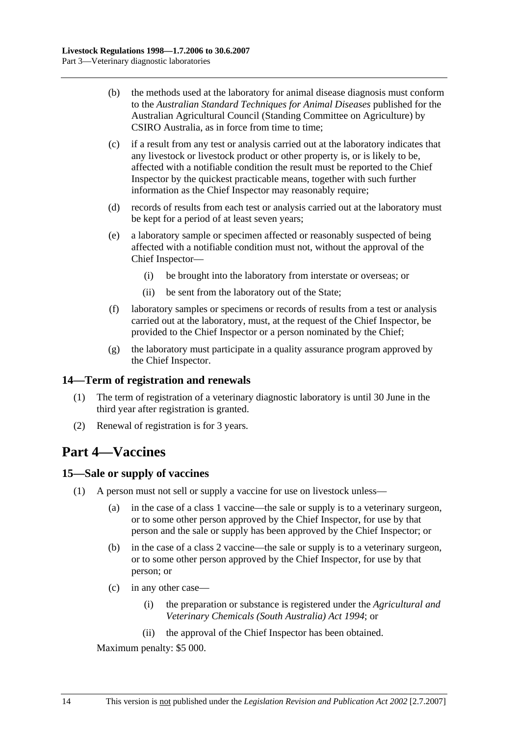(b) the methods used at the laboratory for animal disease diagnosis must conform to the *Australian Standard Techniques for Animal Diseases* published for the Australian Agricultural Council (Standing Committee on Agriculture) by CSIRO Australia, as in force from time to time;

(c) if a result from any test or analysis carried out at the laboratory indicates that any livestock or livestock product or other property is, or is likely to be, affected with a notifiable condition the result must be reported to the Chief Inspector by the quickest practicable means, together with such further information as the Chief Inspector may reasonably require;

(d) records of results from each test or analysis carried out at the laboratory must be kept for a period of at least seven years;

(e) a laboratory sample or specimen affected or reasonably suspected of being affected with a notifiable condition must not, without the approval of the Chief Inspector—

  (i) be brought into the laboratory from interstate or overseas; or

  (ii) be sent from the laboratory out of the State;

(f) laboratory samples or specimens or records of results from a test or analysis carried out at the laboratory, must, at the request of the Chief Inspector, be provided to the Chief Inspector or a person nominated by the Chief;

(g) the laboratory must participate in a quality assurance program approved by the Chief Inspector.

### 14—Term of registration and renewals

(1) The term of registration of a veterinary diagnostic laboratory is until 30 June in the third year after registration is granted.

(2) Renewal of registration is for 3 years.

## Part 4—Vaccines

### 15—Sale or supply of vaccines

(1) A person must not sell or supply a vaccine for use on livestock unless—

(a) in the case of a class 1 vaccine—the sale or supply is to a veterinary surgeon, or to some other person approved by the Chief Inspector, for use by that person and the sale or supply has been approved by the Chief Inspector; or

(b) in the case of a class 2 vaccine—the sale or supply is to a veterinary surgeon, or to some other person approved by the Chief Inspector, for use by that person; or

(c) in any other case—

  (i) the preparation or substance is registered under the *Agricultural and Veterinary Chemicals (South Australia) Act 1994*; or

  (ii) the approval of the Chief Inspector has been obtained.

Maximum penalty: $5 000.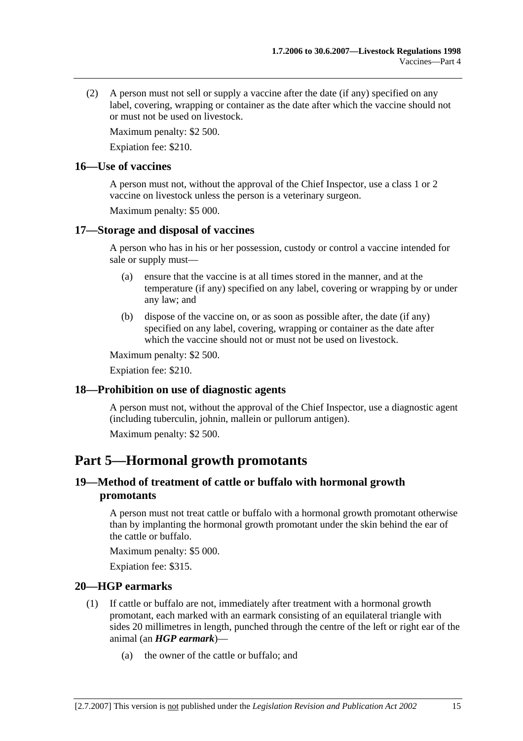(2) A person must not sell or supply a vaccine after the date (if any) specified on any label, covering, wrapping or container as the date after which the vaccine should not or must not be used on livestock.

Maximum penalty: $2 500.

Expiation fee: $210.

### 16—Use of vaccines

A person must not, without the approval of the Chief Inspector, use a class 1 or 2 vaccine on livestock unless the person is a veterinary surgeon.

Maximum penalty: $5 000.

### 17—Storage and disposal of vaccines

A person who has in his or her possession, custody or control a vaccine intended for sale or supply must—

(a) ensure that the vaccine is at all times stored in the manner, and at the temperature (if any) specified on any label, covering or wrapping by or under any law; and

(b) dispose of the vaccine on, or as soon as possible after, the date (if any) specified on any label, covering, wrapping or container as the date after which the vaccine should not or must not be used on livestock.

Maximum penalty: $2 500.

Expiation fee: $210.

### 18—Prohibition on use of diagnostic agents

A person must not, without the approval of the Chief Inspector, use a diagnostic agent (including tuberculin, johnin, mallein or pullorum antigen).

Maximum penalty: $2 500.

## Part 5—Hormonal growth promotants

### 19—Method of treatment of cattle or buffalo with hormonal growth promotants

A person must not treat cattle or buffalo with a hormonal growth promotant otherwise than by implanting the hormonal growth promotant under the skin behind the ear of the cattle or buffalo.

Maximum penalty: $5 000.

Expiation fee: $315.

### 20—HGP earmarks

(1) If cattle or buffalo are not, immediately after treatment with a hormonal growth promotant, each marked with an earmark consisting of an equilateral triangle with sides 20 millimetres in length, punched through the centre of the left or right ear of the animal (an ***HGP earmark***)—

(a) the owner of the cattle or buffalo; and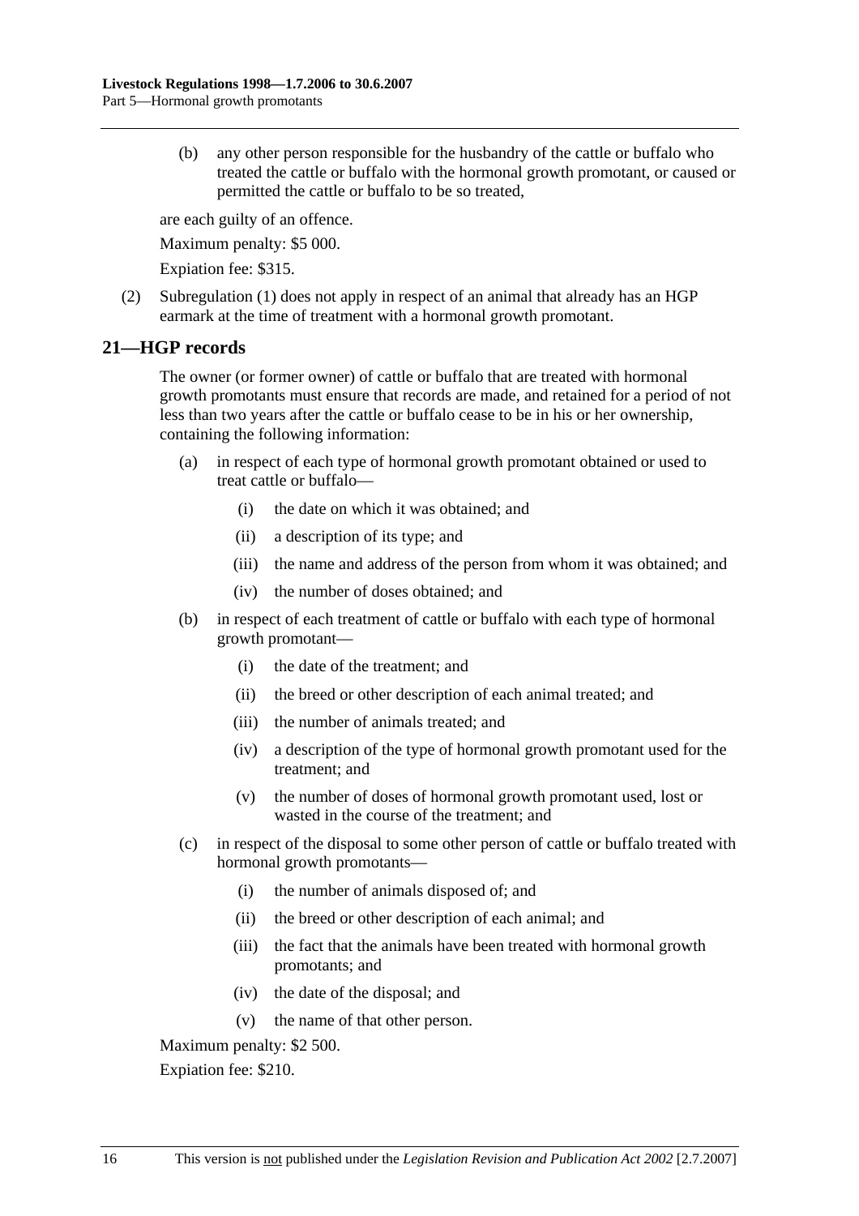(b) any other person responsible for the husbandry of the cattle or buffalo who treated the cattle or buffalo with the hormonal growth promotant, or caused or permitted the cattle or buffalo to be so treated,

are each guilty of an offence.

Maximum penalty: $5 000.

Expiation fee: $315.

(2) Subregulation (1) does not apply in respect of an animal that already has an HGP earmark at the time of treatment with a hormonal growth promotant.

## 21—HGP records

The owner (or former owner) of cattle or buffalo that are treated with hormonal growth promotants must ensure that records are made, and retained for a period of not less than two years after the cattle or buffalo cease to be in his or her ownership, containing the following information:

(a) in respect of each type of hormonal growth promotant obtained or used to treat cattle or buffalo—

(i) the date on which it was obtained; and

(ii) a description of its type; and

(iii) the name and address of the person from whom it was obtained; and

(iv) the number of doses obtained; and

(b) in respect of each treatment of cattle or buffalo with each type of hormonal growth promotant—

(i) the date of the treatment; and

(ii) the breed or other description of each animal treated; and

(iii) the number of animals treated; and

(iv) a description of the type of hormonal growth promotant used for the treatment; and

(v) the number of doses of hormonal growth promotant used, lost or wasted in the course of the treatment; and

(c) in respect of the disposal to some other person of cattle or buffalo treated with hormonal growth promotants—

(i) the number of animals disposed of; and

(ii) the breed or other description of each animal; and

(iii) the fact that the animals have been treated with hormonal growth promotants; and

(iv) the date of the disposal; and

(v) the name of that other person.

Maximum penalty: $2 500.

Expiation fee: $210.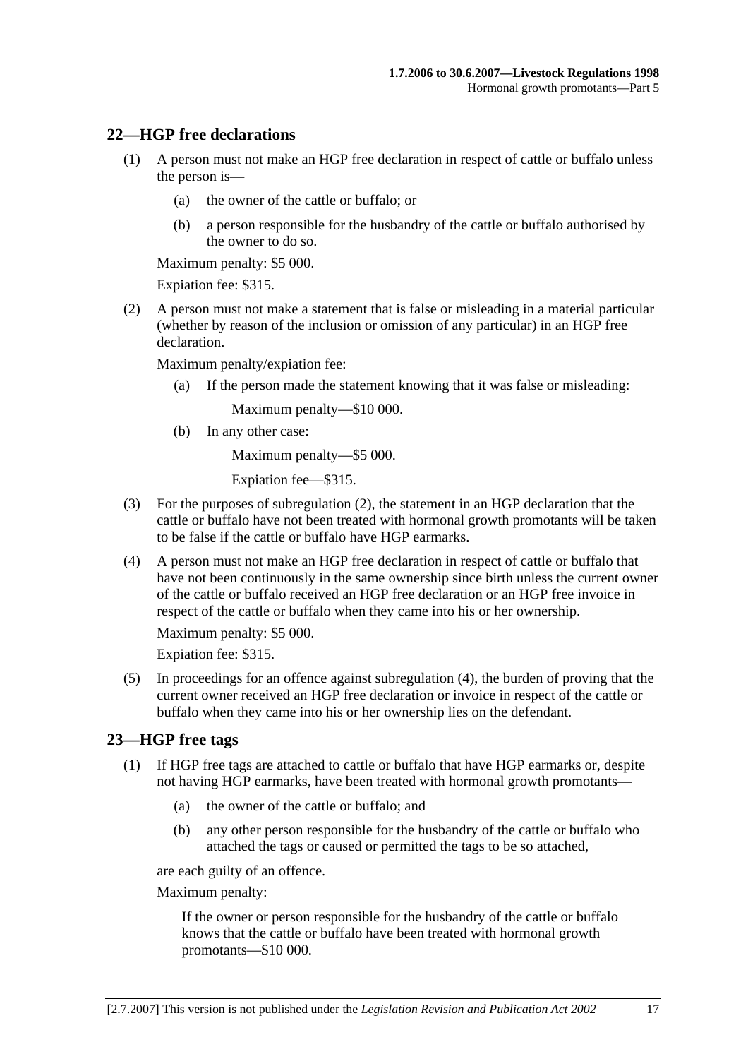## 22—HGP free declarations

(1) A person must not make an HGP free declaration in respect of cattle or buffalo unless the person is—

(a) the owner of the cattle or buffalo; or

(b) a person responsible for the husbandry of the cattle or buffalo authorised by the owner to do so.

Maximum penalty: $5 000.

Expiation fee: $315.

(2) A person must not make a statement that is false or misleading in a material particular (whether by reason of the inclusion or omission of any particular) in an HGP free declaration.

Maximum penalty/expiation fee:

(a) If the person made the statement knowing that it was false or misleading:

Maximum penalty—$10 000.

(b) In any other case:

Maximum penalty—$5 000.

Expiation fee—$315.

(3) For the purposes of subregulation (2), the statement in an HGP declaration that the cattle or buffalo have not been treated with hormonal growth promotants will be taken to be false if the cattle or buffalo have HGP earmarks.

(4) A person must not make an HGP free declaration in respect of cattle or buffalo that have not been continuously in the same ownership since birth unless the current owner of the cattle or buffalo received an HGP free declaration or an HGP free invoice in respect of the cattle or buffalo when they came into his or her ownership.

Maximum penalty: $5 000.

Expiation fee: $315.

(5) In proceedings for an offence against subregulation (4), the burden of proving that the current owner received an HGP free declaration or invoice in respect of the cattle or buffalo when they came into his or her ownership lies on the defendant.

## 23—HGP free tags

(1) If HGP free tags are attached to cattle or buffalo that have HGP earmarks or, despite not having HGP earmarks, have been treated with hormonal growth promotants—

(a) the owner of the cattle or buffalo; and

(b) any other person responsible for the husbandry of the cattle or buffalo who attached the tags or caused or permitted the tags to be so attached,

are each guilty of an offence.

Maximum penalty:

If the owner or person responsible for the husbandry of the cattle or buffalo knows that the cattle or buffalo have been treated with hormonal growth promotants—$10 000.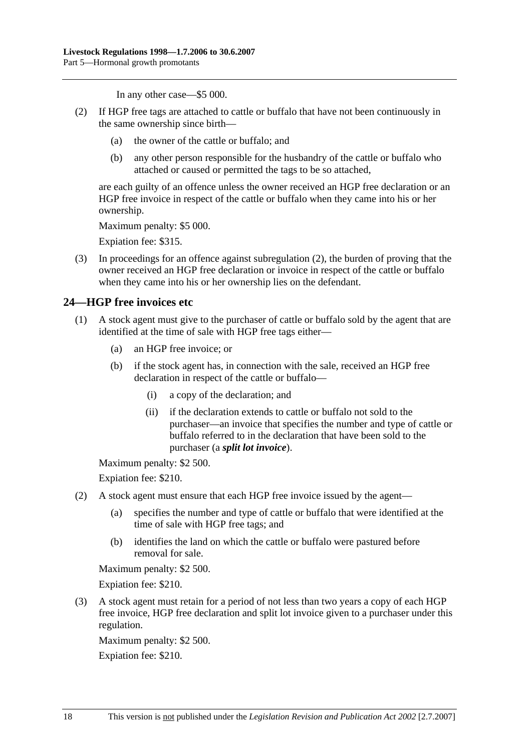In any other case—$5 000.

(2) If HGP free tags are attached to cattle or buffalo that have not been continuously in the same ownership since birth—

(a) the owner of the cattle or buffalo; and

(b) any other person responsible for the husbandry of the cattle or buffalo who attached or caused or permitted the tags to be so attached,

are each guilty of an offence unless the owner received an HGP free declaration or an HGP free invoice in respect of the cattle or buffalo when they came into his or her ownership.

Maximum penalty: $5 000.

Expiation fee: $315.

(3) In proceedings for an offence against subregulation (2), the burden of proving that the owner received an HGP free declaration or invoice in respect of the cattle or buffalo when they came into his or her ownership lies on the defendant.

## 24—HGP free invoices etc

(1) A stock agent must give to the purchaser of cattle or buffalo sold by the agent that are identified at the time of sale with HGP free tags either—

(a) an HGP free invoice; or

(b) if the stock agent has, in connection with the sale, received an HGP free declaration in respect of the cattle or buffalo—

(i) a copy of the declaration; and

(ii) if the declaration extends to cattle or buffalo not sold to the purchaser—an invoice that specifies the number and type of cattle or buffalo referred to in the declaration that have been sold to the purchaser (a ***split lot invoice***).

Maximum penalty: $2 500.

Expiation fee: $210.

(2) A stock agent must ensure that each HGP free invoice issued by the agent—

(a) specifies the number and type of cattle or buffalo that were identified at the time of sale with HGP free tags; and

(b) identifies the land on which the cattle or buffalo were pastured before removal for sale.

Maximum penalty: $2 500.

Expiation fee: $210.

(3) A stock agent must retain for a period of not less than two years a copy of each HGP free invoice, HGP free declaration and split lot invoice given to a purchaser under this regulation.

Maximum penalty: $2 500.

Expiation fee: $210.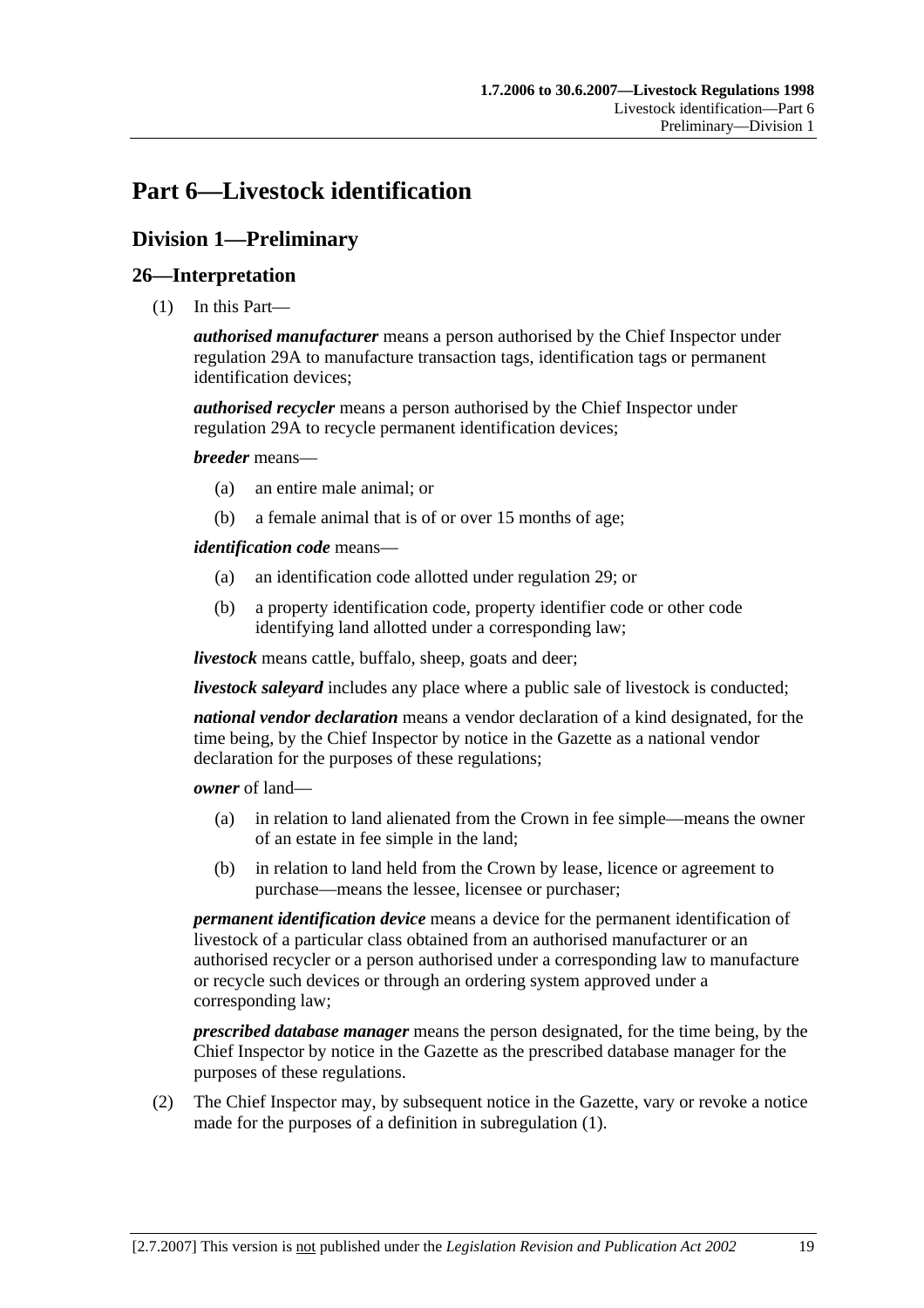# Part 6—Livestock identification

## Division 1—Preliminary

### 26—Interpretation

(1) In this Part—

***authorised manufacturer*** means a person authorised by the Chief Inspector under regulation 29A to manufacture transaction tags, identification tags or permanent identification devices;

***authorised recycler*** means a person authorised by the Chief Inspector under regulation 29A to recycle permanent identification devices;

***breeder*** means—

(a) an entire male animal; or

(b) a female animal that is of or over 15 months of age;

***identification code*** means—

(a) an identification code allotted under regulation 29; or

(b) a property identification code, property identifier code or other code identifying land allotted under a corresponding law;

***livestock*** means cattle, buffalo, sheep, goats and deer;

***livestock saleyard*** includes any place where a public sale of livestock is conducted;

***national vendor declaration*** means a vendor declaration of a kind designated, for the time being, by the Chief Inspector by notice in the Gazette as a national vendor declaration for the purposes of these regulations;

***owner*** of land—

(a) in relation to land alienated from the Crown in fee simple—means the owner of an estate in fee simple in the land;

(b) in relation to land held from the Crown by lease, licence or agreement to purchase—means the lessee, licensee or purchaser;

***permanent identification device*** means a device for the permanent identification of livestock of a particular class obtained from an authorised manufacturer or an authorised recycler or a person authorised under a corresponding law to manufacture or recycle such devices or through an ordering system approved under a corresponding law;

***prescribed database manager*** means the person designated, for the time being, by the Chief Inspector by notice in the Gazette as the prescribed database manager for the purposes of these regulations.

(2) The Chief Inspector may, by subsequent notice in the Gazette, vary or revoke a notice made for the purposes of a definition in subregulation (1).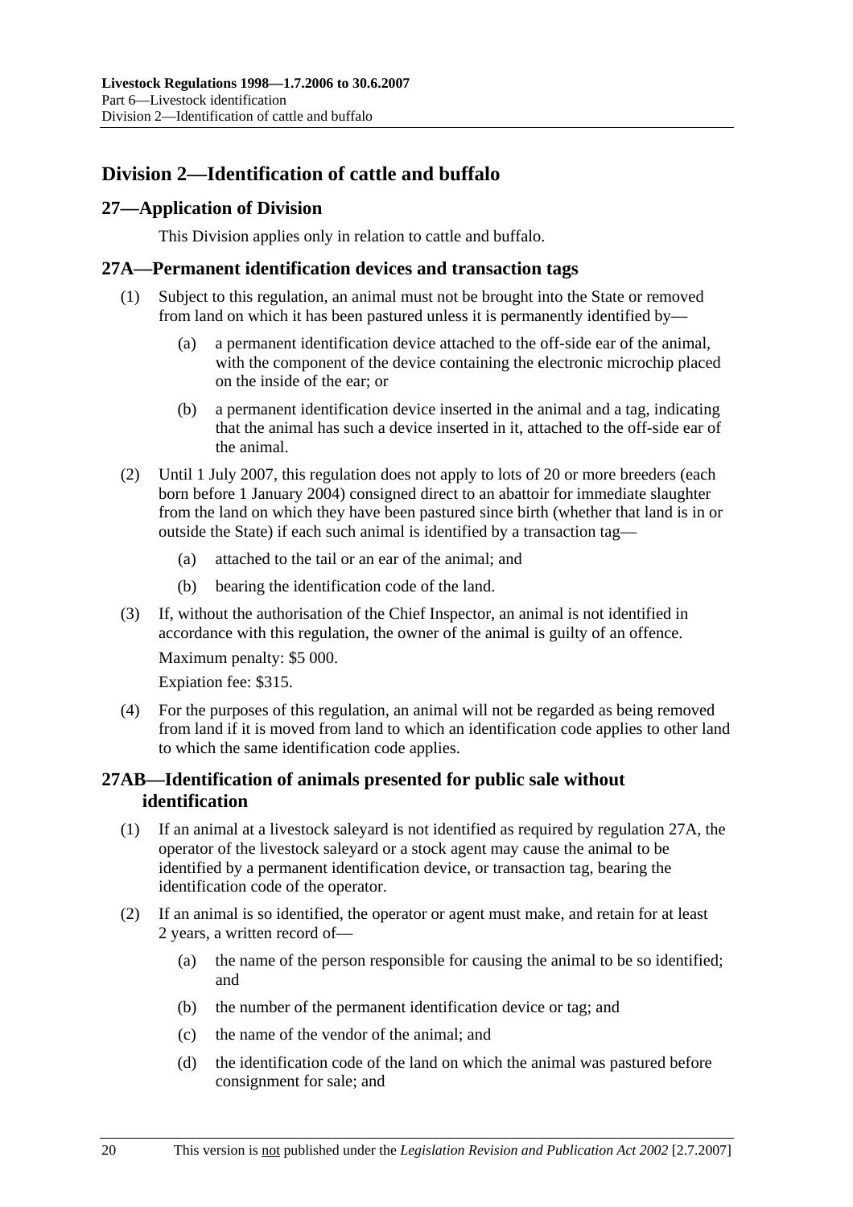## Division 2—Identification of cattle and buffalo

### 27—Application of Division

This Division applies only in relation to cattle and buffalo.

### 27A—Permanent identification devices and transaction tags

(1) Subject to this regulation, an animal must not be brought into the State or removed from land on which it has been pastured unless it is permanently identified by—

(a) a permanent identification device attached to the off-side ear of the animal, with the component of the device containing the electronic microchip placed on the inside of the ear; or

(b) a permanent identification device inserted in the animal and a tag, indicating that the animal has such a device inserted in it, attached to the off-side ear of the animal.

(2) Until 1 July 2007, this regulation does not apply to lots of 20 or more breeders (each born before 1 January 2004) consigned direct to an abattoir for immediate slaughter from the land on which they have been pastured since birth (whether that land is in or outside the State) if each such animal is identified by a transaction tag—

(a) attached to the tail or an ear of the animal; and

(b) bearing the identification code of the land.

(3) If, without the authorisation of the Chief Inspector, an animal is not identified in accordance with this regulation, the owner of the animal is guilty of an offence.

Maximum penalty: $5 000.

Expiation fee: $315.

(4) For the purposes of this regulation, an animal will not be regarded as being removed from land if it is moved from land to which an identification code applies to other land to which the same identification code applies.

### 27AB—Identification of animals presented for public sale without identification

(1) If an animal at a livestock saleyard is not identified as required by regulation 27A, the operator of the livestock saleyard or a stock agent may cause the animal to be identified by a permanent identification device, or transaction tag, bearing the identification code of the operator.

(2) If an animal is so identified, the operator or agent must make, and retain for at least 2 years, a written record of—

(a) the name of the person responsible for causing the animal to be so identified; and

(b) the number of the permanent identification device or tag; and

(c) the name of the vendor of the animal; and

(d) the identification code of the land on which the animal was pastured before consignment for sale; and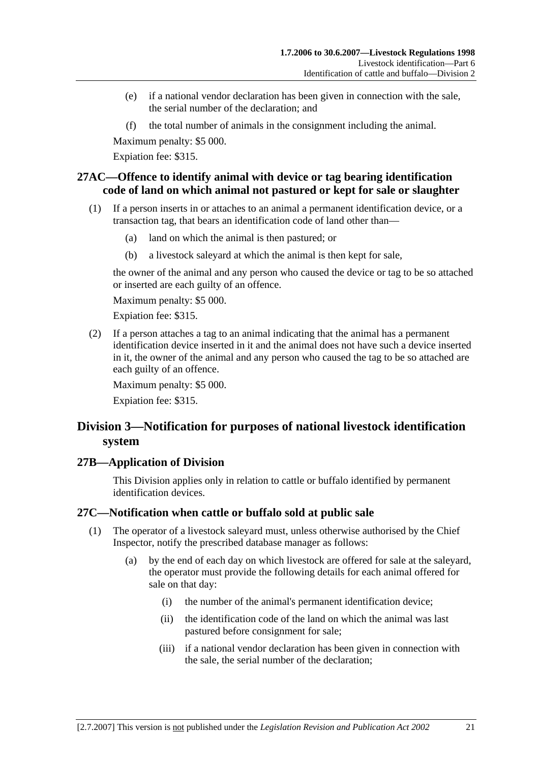(e) if a national vendor declaration has been given in connection with the sale, the serial number of the declaration; and

(f) the total number of animals in the consignment including the animal.

Maximum penalty: $5 000.

Expiation fee: $315.

## 27AC—Offence to identify animal with device or tag bearing identification code of land on which animal not pastured or kept for sale or slaughter

(1) If a person inserts in or attaches to an animal a permanent identification device, or a transaction tag, that bears an identification code of land other than—

(a) land on which the animal is then pastured; or

(b) a livestock saleyard at which the animal is then kept for sale,

the owner of the animal and any person who caused the device or tag to be so attached or inserted are each guilty of an offence.

Maximum penalty: $5 000.

Expiation fee: $315.

(2) If a person attaches a tag to an animal indicating that the animal has a permanent identification device inserted in it and the animal does not have such a device inserted in it, the owner of the animal and any person who caused the tag to be so attached are each guilty of an offence.

Maximum penalty: $5 000.

Expiation fee: $315.

# Division 3—Notification for purposes of national livestock identification system

## 27B—Application of Division

This Division applies only in relation to cattle or buffalo identified by permanent identification devices.

## 27C—Notification when cattle or buffalo sold at public sale

(1) The operator of a livestock saleyard must, unless otherwise authorised by the Chief Inspector, notify the prescribed database manager as follows:

(a) by the end of each day on which livestock are offered for sale at the saleyard, the operator must provide the following details for each animal offered for sale on that day:

(i) the number of the animal's permanent identification device;

(ii) the identification code of the land on which the animal was last pastured before consignment for sale;

(iii) if a national vendor declaration has been given in connection with the sale, the serial number of the declaration;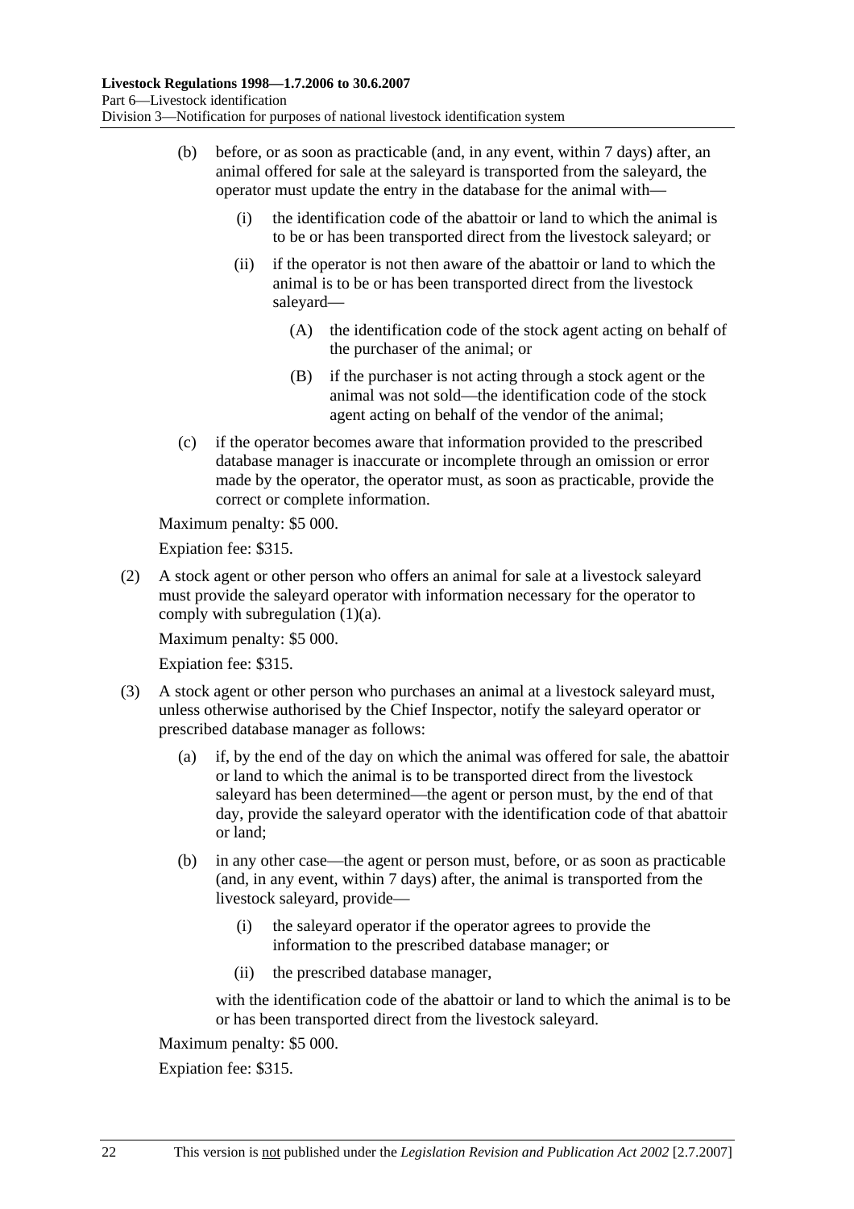(b) before, or as soon as practicable (and, in any event, within 7 days) after, an animal offered for sale at the saleyard is transported from the saleyard, the operator must update the entry in the database for the animal with—

   (i) the identification code of the abattoir or land to which the animal is to be or has been transported direct from the livestock saleyard; or

   (ii) if the operator is not then aware of the abattoir or land to which the animal is to be or has been transported direct from the livestock saleyard—

      (A) the identification code of the stock agent acting on behalf of the purchaser of the animal; or

      (B) if the purchaser is not acting through a stock agent or the animal was not sold—the identification code of the stock agent acting on behalf of the vendor of the animal;

(c) if the operator becomes aware that information provided to the prescribed database manager is inaccurate or incomplete through an omission or error made by the operator, the operator must, as soon as practicable, provide the correct or complete information.

Maximum penalty: $5 000.

Expiation fee: $315.

(2) A stock agent or other person who offers an animal for sale at a livestock saleyard must provide the saleyard operator with information necessary for the operator to comply with subregulation (1)(a).

Maximum penalty: $5 000.

Expiation fee: $315.

(3) A stock agent or other person who purchases an animal at a livestock saleyard must, unless otherwise authorised by the Chief Inspector, notify the saleyard operator or prescribed database manager as follows:

   (a) if, by the end of the day on which the animal was offered for sale, the abattoir or land to which the animal is to be transported direct from the livestock saleyard has been determined—the agent or person must, by the end of that day, provide the saleyard operator with the identification code of that abattoir or land;

   (b) in any other case—the agent or person must, before, or as soon as practicable (and, in any event, within 7 days) after, the animal is transported from the livestock saleyard, provide—

      (i) the saleyard operator if the operator agrees to provide the information to the prescribed database manager; or

      (ii) the prescribed database manager,

   with the identification code of the abattoir or land to which the animal is to be or has been transported direct from the livestock saleyard.

Maximum penalty: $5 000.

Expiation fee: $315.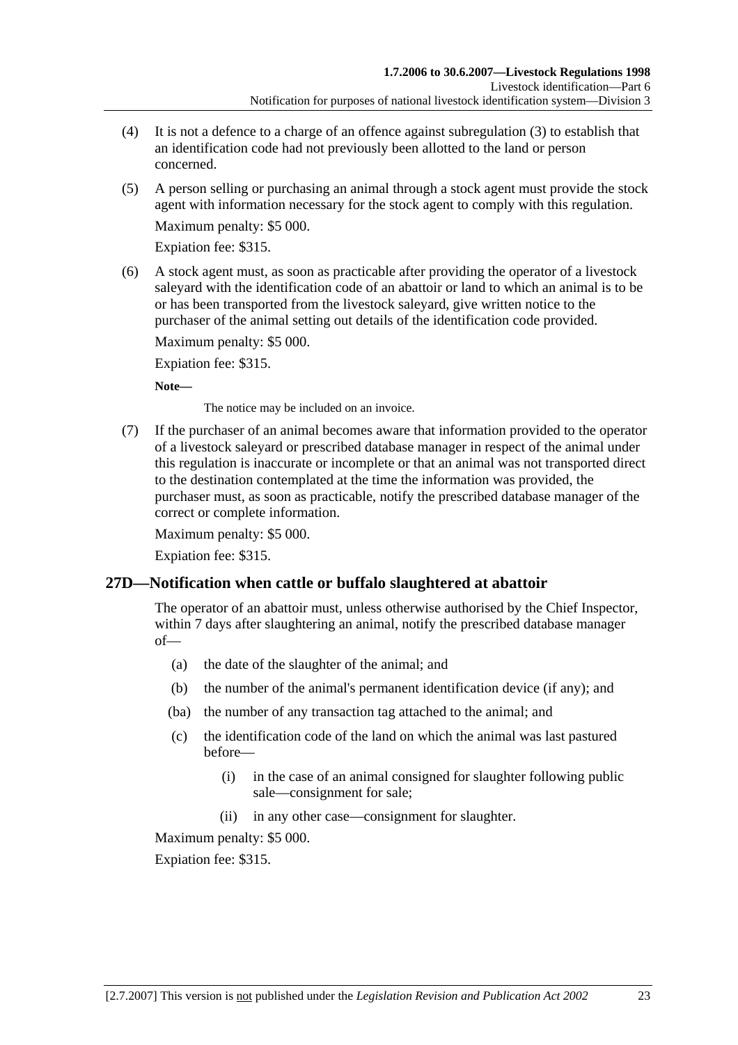(4) It is not a defence to a charge of an offence against subregulation (3) to establish that an identification code had not previously been allotted to the land or person concerned.

(5) A person selling or purchasing an animal through a stock agent must provide the stock agent with information necessary for the stock agent to comply with this regulation.

Maximum penalty: $5 000.

Expiation fee: $315.

(6) A stock agent must, as soon as practicable after providing the operator of a livestock saleyard with the identification code of an abattoir or land to which an animal is to be or has been transported from the livestock saleyard, give written notice to the purchaser of the animal setting out details of the identification code provided.

Maximum penalty: $5 000.

Expiation fee: $315.

**Note—**

The notice may be included on an invoice.

(7) If the purchaser of an animal becomes aware that information provided to the operator of a livestock saleyard or prescribed database manager in respect of the animal under this regulation is inaccurate or incomplete or that an animal was not transported direct to the destination contemplated at the time the information was provided, the purchaser must, as soon as practicable, notify the prescribed database manager of the correct or complete information.

Maximum penalty: $5 000.

Expiation fee: $315.

## 27D—Notification when cattle or buffalo slaughtered at abattoir

The operator of an abattoir must, unless otherwise authorised by the Chief Inspector, within 7 days after slaughtering an animal, notify the prescribed database manager of—

(a) the date of the slaughter of the animal; and

(b) the number of the animal's permanent identification device (if any); and

(ba) the number of any transaction tag attached to the animal; and

(c) the identification code of the land on which the animal was last pastured before—

(i) in the case of an animal consigned for slaughter following public sale—consignment for sale;

(ii) in any other case—consignment for slaughter.

Maximum penalty: $5 000.

Expiation fee: $315.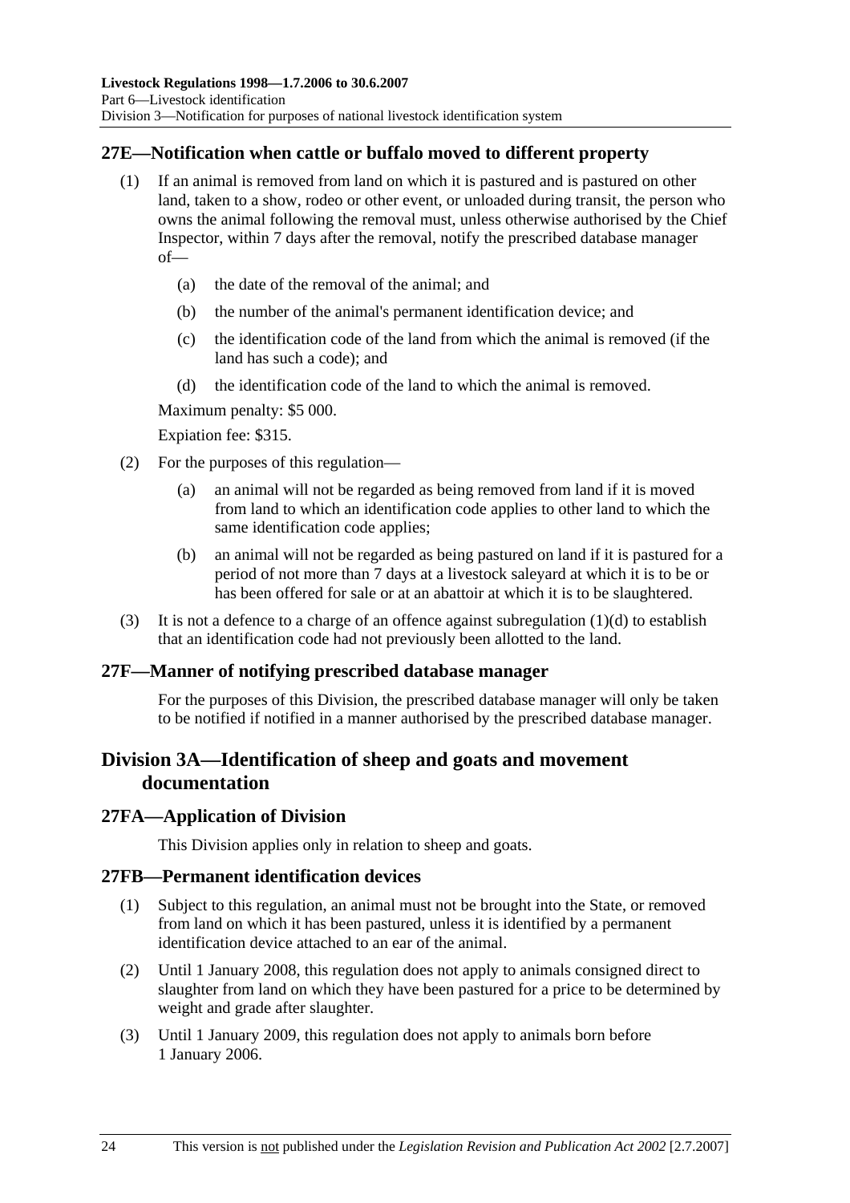### 27E—Notification when cattle or buffalo moved to different property

(1) If an animal is removed from land on which it is pastured and is pastured on other land, taken to a show, rodeo or other event, or unloaded during transit, the person who owns the animal following the removal must, unless otherwise authorised by the Chief Inspector, within 7 days after the removal, notify the prescribed database manager of—

(a) the date of the removal of the animal; and

(b) the number of the animal's permanent identification device; and

(c) the identification code of the land from which the animal is removed (if the land has such a code); and

(d) the identification code of the land to which the animal is removed.

Maximum penalty: $5 000.

Expiation fee: $315.

(2) For the purposes of this regulation—

(a) an animal will not be regarded as being removed from land if it is moved from land to which an identification code applies to other land to which the same identification code applies;

(b) an animal will not be regarded as being pastured on land if it is pastured for a period of not more than 7 days at a livestock saleyard at which it is to be or has been offered for sale or at an abattoir at which it is to be slaughtered.

(3) It is not a defence to a charge of an offence against subregulation (1)(d) to establish that an identification code had not previously been allotted to the land.

### 27F—Manner of notifying prescribed database manager

For the purposes of this Division, the prescribed database manager will only be taken to be notified if notified in a manner authorised by the prescribed database manager.

## Division 3A—Identification of sheep and goats and movement documentation

### 27FA—Application of Division

This Division applies only in relation to sheep and goats.

### 27FB—Permanent identification devices

(1) Subject to this regulation, an animal must not be brought into the State, or removed from land on which it has been pastured, unless it is identified by a permanent identification device attached to an ear of the animal.

(2) Until 1 January 2008, this regulation does not apply to animals consigned direct to slaughter from land on which they have been pastured for a price to be determined by weight and grade after slaughter.

(3) Until 1 January 2009, this regulation does not apply to animals born before 1 January 2006.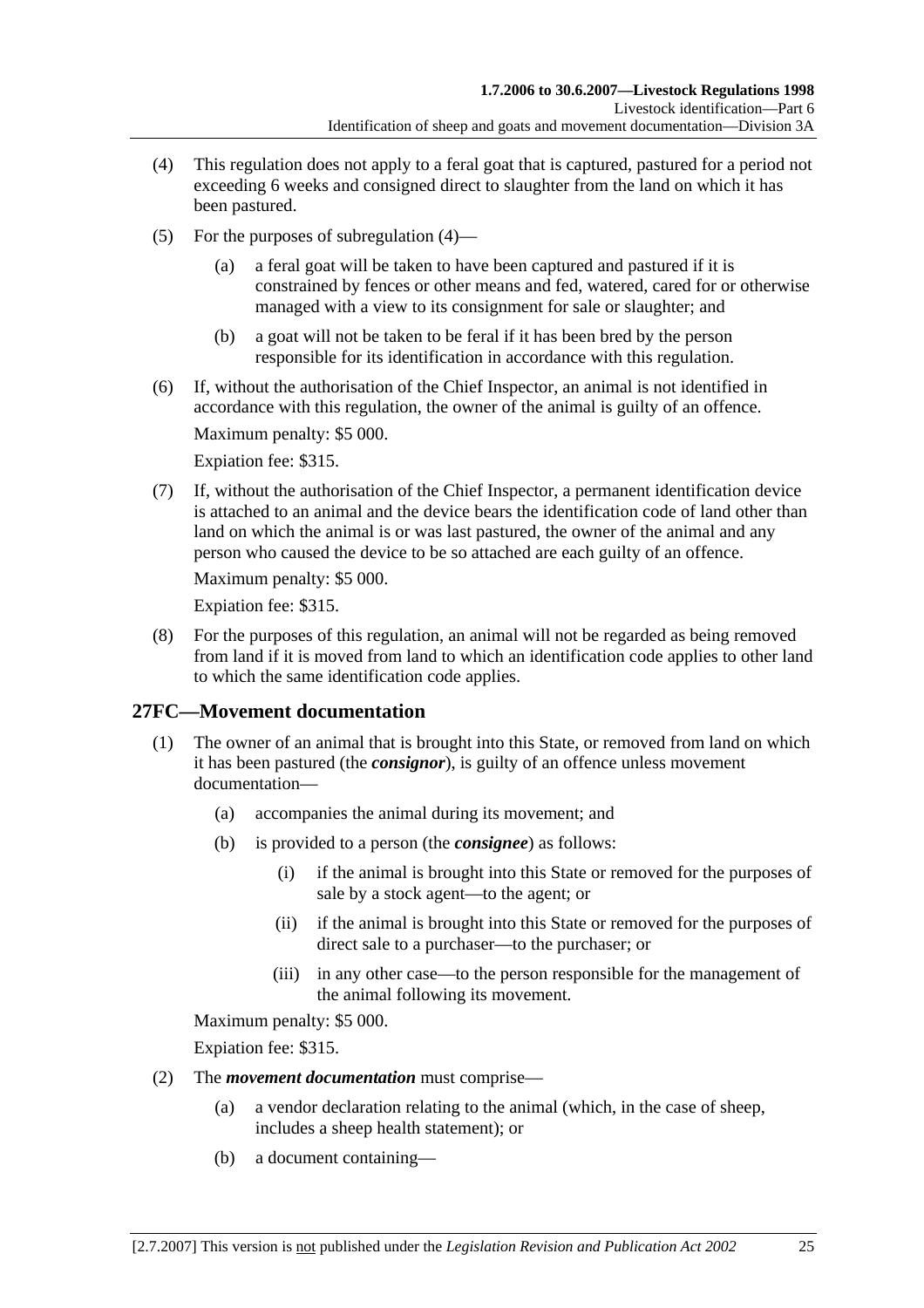(4) This regulation does not apply to a feral goat that is captured, pastured for a period not exceeding 6 weeks and consigned direct to slaughter from the land on which it has been pastured.

(5) For the purposes of subregulation (4)—

  (a) a feral goat will be taken to have been captured and pastured if it is constrained by fences or other means and fed, watered, cared for or otherwise managed with a view to its consignment for sale or slaughter; and

  (b) a goat will not be taken to be feral if it has been bred by the person responsible for its identification in accordance with this regulation.

(6) If, without the authorisation of the Chief Inspector, an animal is not identified in accordance with this regulation, the owner of the animal is guilty of an offence.

Maximum penalty: $5 000.

Expiation fee: $315.

(7) If, without the authorisation of the Chief Inspector, a permanent identification device is attached to an animal and the device bears the identification code of land other than land on which the animal is or was last pastured, the owner of the animal and any person who caused the device to be so attached are each guilty of an offence.

Maximum penalty: $5 000.

Expiation fee: $315.

(8) For the purposes of this regulation, an animal will not be regarded as being removed from land if it is moved from land to which an identification code applies to other land to which the same identification code applies.

## 27FC—Movement documentation

(1) The owner of an animal that is brought into this State, or removed from land on which it has been pastured (the ***consignor***), is guilty of an offence unless movement documentation—

  (a) accompanies the animal during its movement; and

  (b) is provided to a person (the ***consignee***) as follows:

    (i) if the animal is brought into this State or removed for the purposes of sale by a stock agent—to the agent; or

    (ii) if the animal is brought into this State or removed for the purposes of direct sale to a purchaser—to the purchaser; or

    (iii) in any other case—to the person responsible for the management of the animal following its movement.

Maximum penalty: $5 000.

Expiation fee: $315.

(2) The ***movement documentation*** must comprise—

  (a) a vendor declaration relating to the animal (which, in the case of sheep, includes a sheep health statement); or

  (b) a document containing—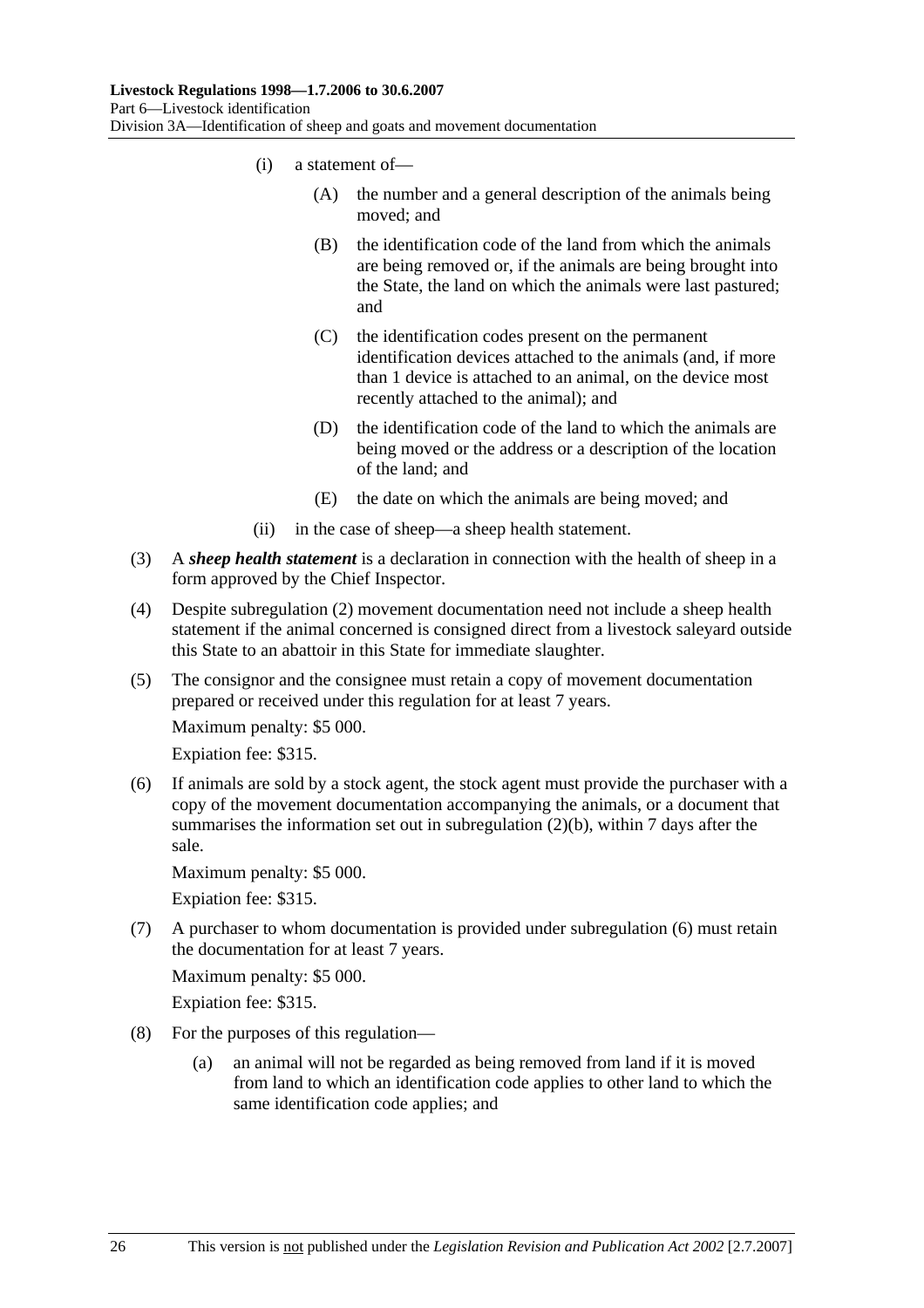(i) a statement of—

(A) the number and a general description of the animals being moved; and

(B) the identification code of the land from which the animals are being removed or, if the animals are being brought into the State, the land on which the animals were last pastured; and

(C) the identification codes present on the permanent identification devices attached to the animals (and, if more than 1 device is attached to an animal, on the device most recently attached to the animal); and

(D) the identification code of the land to which the animals are being moved or the address or a description of the location of the land; and

(E) the date on which the animals are being moved; and

(ii) in the case of sheep—a sheep health statement.

(3) A ***sheep health statement*** is a declaration in connection with the health of sheep in a form approved by the Chief Inspector.

(4) Despite subregulation (2) movement documentation need not include a sheep health statement if the animal concerned is consigned direct from a livestock saleyard outside this State to an abattoir in this State for immediate slaughter.

(5) The consignor and the consignee must retain a copy of movement documentation prepared or received under this regulation for at least 7 years.

Maximum penalty: $5 000.

Expiation fee: $315.

(6) If animals are sold by a stock agent, the stock agent must provide the purchaser with a copy of the movement documentation accompanying the animals, or a document that summarises the information set out in subregulation (2)(b), within 7 days after the sale.

Maximum penalty: $5 000.

Expiation fee: $315.

(7) A purchaser to whom documentation is provided under subregulation (6) must retain the documentation for at least 7 years.

Maximum penalty: $5 000.

Expiation fee: $315.

(8) For the purposes of this regulation—

(a) an animal will not be regarded as being removed from land if it is moved from land to which an identification code applies to other land to which the same identification code applies; and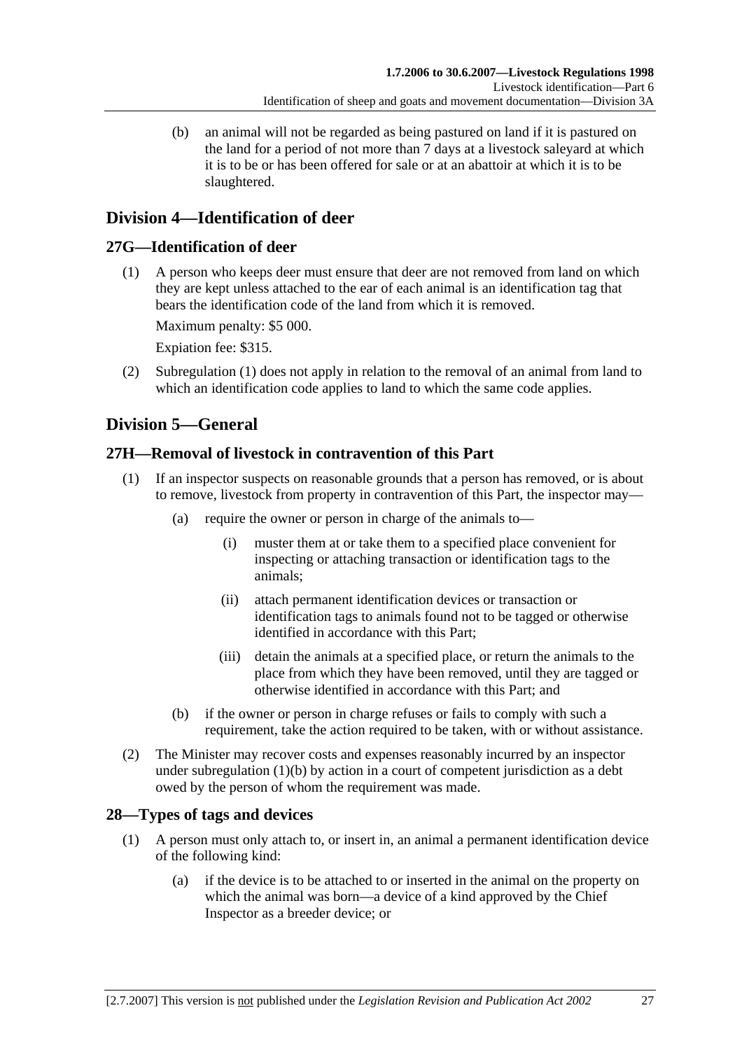(b) an animal will not be regarded as being pastured on land if it is pastured on the land for a period of not more than 7 days at a livestock saleyard at which it is to be or has been offered for sale or at an abattoir at which it is to be slaughtered.

## Division 4—Identification of deer

### 27G—Identification of deer

(1) A person who keeps deer must ensure that deer are not removed from land on which they are kept unless attached to the ear of each animal is an identification tag that bears the identification code of the land from which it is removed.

Maximum penalty: $5 000.

Expiation fee: $315.

(2) Subregulation (1) does not apply in relation to the removal of an animal from land to which an identification code applies to land to which the same code applies.

## Division 5—General

### 27H—Removal of livestock in contravention of this Part

(1) If an inspector suspects on reasonable grounds that a person has removed, or is about to remove, livestock from property in contravention of this Part, the inspector may—

(a) require the owner or person in charge of the animals to—

(i) muster them at or take them to a specified place convenient for inspecting or attaching transaction or identification tags to the animals;

(ii) attach permanent identification devices or transaction or identification tags to animals found not to be tagged or otherwise identified in accordance with this Part;

(iii) detain the animals at a specified place, or return the animals to the place from which they have been removed, until they are tagged or otherwise identified in accordance with this Part; and

(b) if the owner or person in charge refuses or fails to comply with such a requirement, take the action required to be taken, with or without assistance.

(2) The Minister may recover costs and expenses reasonably incurred by an inspector under subregulation (1)(b) by action in a court of competent jurisdiction as a debt owed by the person of whom the requirement was made.

### 28—Types of tags and devices

(1) A person must only attach to, or insert in, an animal a permanent identification device of the following kind:

(a) if the device is to be attached to or inserted in the animal on the property on which the animal was born—a device of a kind approved by the Chief Inspector as a breeder device; or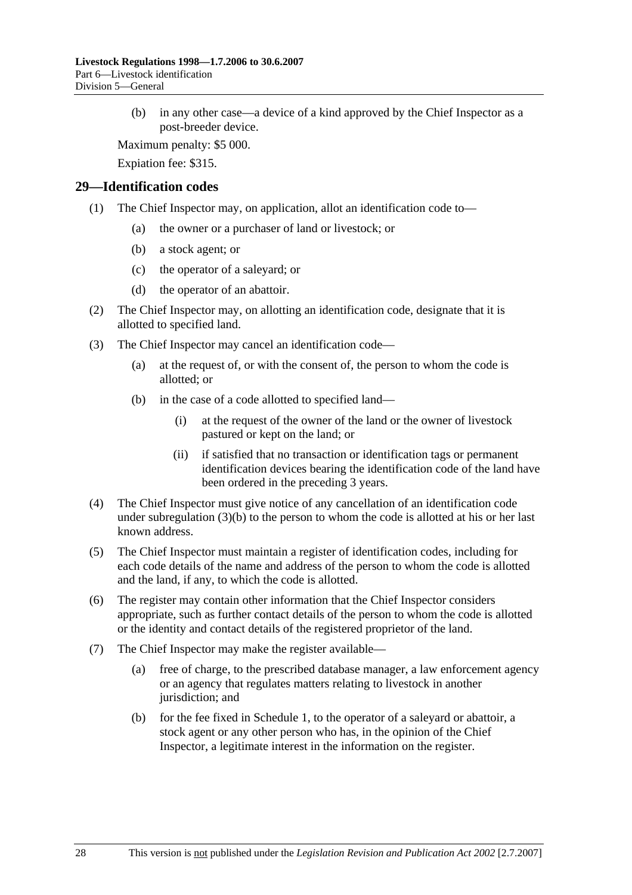(b) in any other case—a device of a kind approved by the Chief Inspector as a post-breeder device.

Maximum penalty: $5 000.

Expiation fee: $315.

## 29—Identification codes

(1) The Chief Inspector may, on application, allot an identification code to—

(a) the owner or a purchaser of land or livestock; or

(b) a stock agent; or

(c) the operator of a saleyard; or

(d) the operator of an abattoir.

(2) The Chief Inspector may, on allotting an identification code, designate that it is allotted to specified land.

(3) The Chief Inspector may cancel an identification code—

(a) at the request of, or with the consent of, the person to whom the code is allotted; or

(b) in the case of a code allotted to specified land—

(i) at the request of the owner of the land or the owner of livestock pastured or kept on the land; or

(ii) if satisfied that no transaction or identification tags or permanent identification devices bearing the identification code of the land have been ordered in the preceding 3 years.

(4) The Chief Inspector must give notice of any cancellation of an identification code under subregulation (3)(b) to the person to whom the code is allotted at his or her last known address.

(5) The Chief Inspector must maintain a register of identification codes, including for each code details of the name and address of the person to whom the code is allotted and the land, if any, to which the code is allotted.

(6) The register may contain other information that the Chief Inspector considers appropriate, such as further contact details of the person to whom the code is allotted or the identity and contact details of the registered proprietor of the land.

(7) The Chief Inspector may make the register available—

(a) free of charge, to the prescribed database manager, a law enforcement agency or an agency that regulates matters relating to livestock in another jurisdiction; and

(b) for the fee fixed in Schedule 1, to the operator of a saleyard or abattoir, a stock agent or any other person who has, in the opinion of the Chief Inspector, a legitimate interest in the information on the register.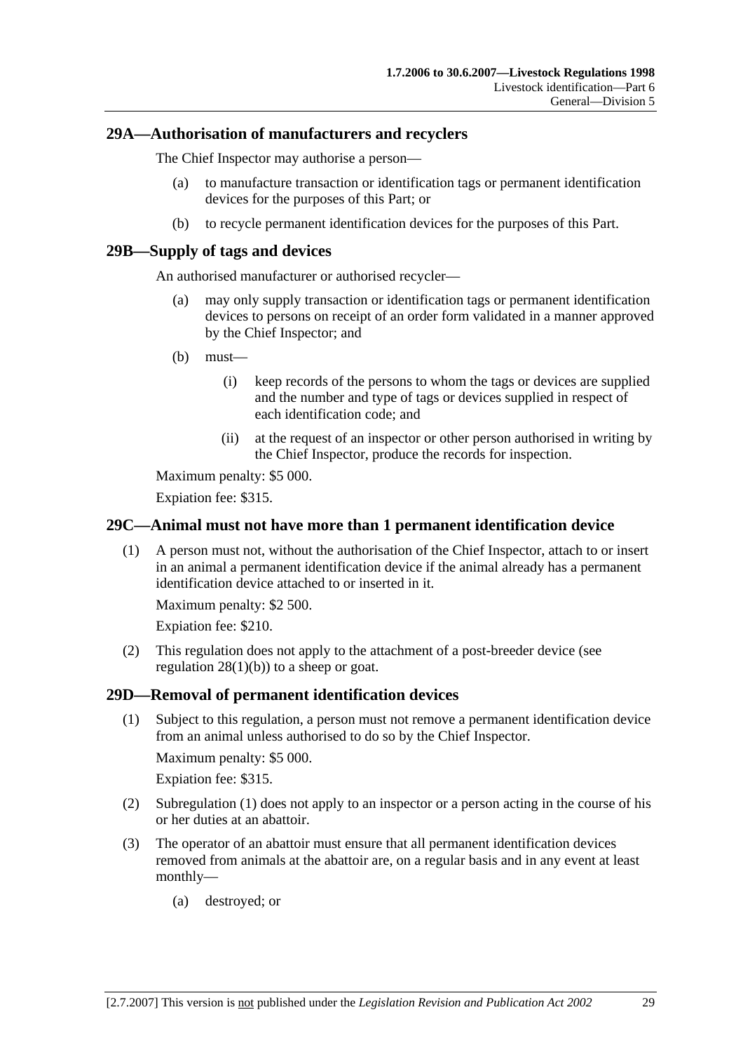## 29A—Authorisation of manufacturers and recyclers

The Chief Inspector may authorise a person—

(a) to manufacture transaction or identification tags or permanent identification devices for the purposes of this Part; or

(b) to recycle permanent identification devices for the purposes of this Part.

## 29B—Supply of tags and devices

An authorised manufacturer or authorised recycler—

(a) may only supply transaction or identification tags or permanent identification devices to persons on receipt of an order form validated in a manner approved by the Chief Inspector; and

(b) must—

(i) keep records of the persons to whom the tags or devices are supplied and the number and type of tags or devices supplied in respect of each identification code; and

(ii) at the request of an inspector or other person authorised in writing by the Chief Inspector, produce the records for inspection.

Maximum penalty: $5 000.

Expiation fee: $315.

## 29C—Animal must not have more than 1 permanent identification device

(1) A person must not, without the authorisation of the Chief Inspector, attach to or insert in an animal a permanent identification device if the animal already has a permanent identification device attached to or inserted in it.

Maximum penalty: $2 500.

Expiation fee: $210.

(2) This regulation does not apply to the attachment of a post-breeder device (see regulation 28(1)(b)) to a sheep or goat.

## 29D—Removal of permanent identification devices

(1) Subject to this regulation, a person must not remove a permanent identification device from an animal unless authorised to do so by the Chief Inspector.

Maximum penalty: $5 000.

Expiation fee: $315.

(2) Subregulation (1) does not apply to an inspector or a person acting in the course of his or her duties at an abattoir.

(3) The operator of an abattoir must ensure that all permanent identification devices removed from animals at the abattoir are, on a regular basis and in any event at least monthly—

(a) destroyed; or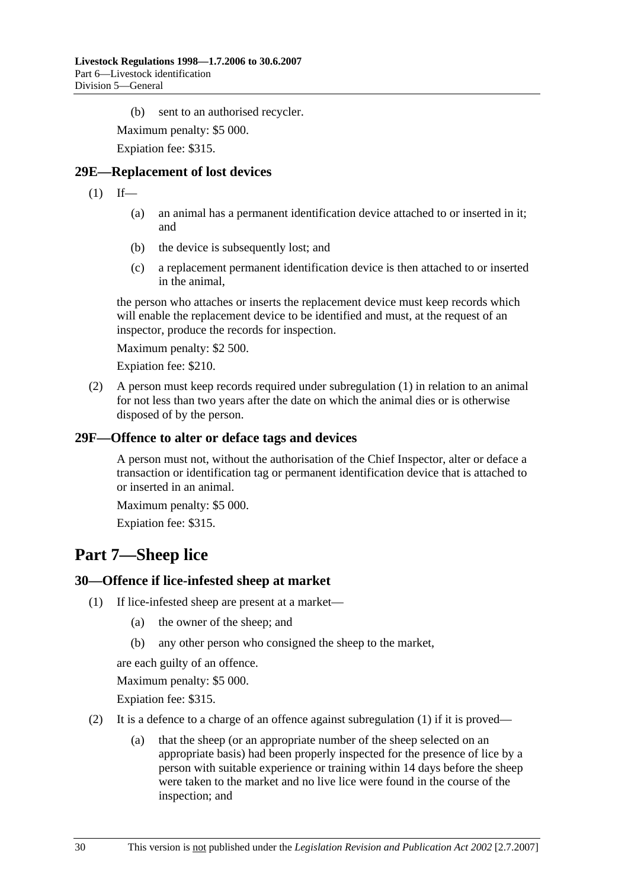(b) sent to an authorised recycler.

Maximum penalty: $5 000.

Expiation fee: $315.

### 29E—Replacement of lost devices

(1) If—

(a) an animal has a permanent identification device attached to or inserted in it; and

(b) the device is subsequently lost; and

(c) a replacement permanent identification device is then attached to or inserted in the animal,

the person who attaches or inserts the replacement device must keep records which will enable the replacement device to be identified and must, at the request of an inspector, produce the records for inspection.

Maximum penalty: $2 500.

Expiation fee: $210.

(2) A person must keep records required under subregulation (1) in relation to an animal for not less than two years after the date on which the animal dies or is otherwise disposed of by the person.

### 29F—Offence to alter or deface tags and devices

A person must not, without the authorisation of the Chief Inspector, alter or deface a transaction or identification tag or permanent identification device that is attached to or inserted in an animal.

Maximum penalty: $5 000.

Expiation fee: $315.

## Part 7—Sheep lice

### 30—Offence if lice-infested sheep at market

(1) If lice-infested sheep are present at a market—

(a) the owner of the sheep; and

(b) any other person who consigned the sheep to the market,

are each guilty of an offence.

Maximum penalty: $5 000.

Expiation fee: $315.

(2) It is a defence to a charge of an offence against subregulation (1) if it is proved—

(a) that the sheep (or an appropriate number of the sheep selected on an appropriate basis) had been properly inspected for the presence of lice by a person with suitable experience or training within 14 days before the sheep were taken to the market and no live lice were found in the course of the inspection; and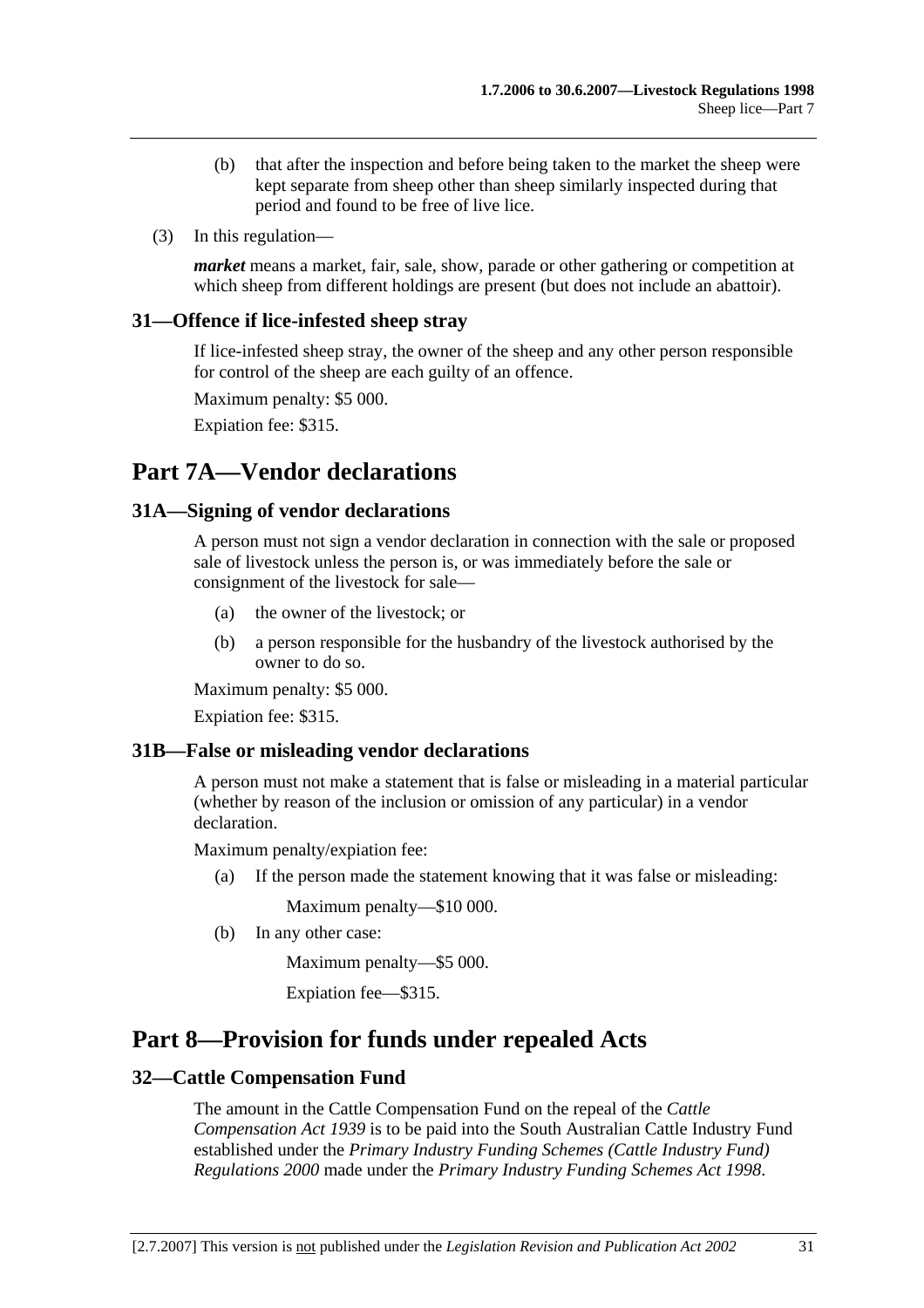(b) that after the inspection and before being taken to the market the sheep were kept separate from sheep other than sheep similarly inspected during that period and found to be free of live lice.

(3) In this regulation—

***market*** means a market, fair, sale, show, parade or other gathering or competition at which sheep from different holdings are present (but does not include an abattoir).

### 31—Offence if lice-infested sheep stray

If lice-infested sheep stray, the owner of the sheep and any other person responsible for control of the sheep are each guilty of an offence.

Maximum penalty: $5 000.

Expiation fee: $315.

## Part 7A—Vendor declarations

### 31A—Signing of vendor declarations

A person must not sign a vendor declaration in connection with the sale or proposed sale of livestock unless the person is, or was immediately before the sale or consignment of the livestock for sale—

(a) the owner of the livestock; or

(b) a person responsible for the husbandry of the livestock authorised by the owner to do so.

Maximum penalty: $5 000.

Expiation fee: $315.

### 31B—False or misleading vendor declarations

A person must not make a statement that is false or misleading in a material particular (whether by reason of the inclusion or omission of any particular) in a vendor declaration.

Maximum penalty/expiation fee:

(a) If the person made the statement knowing that it was false or misleading:

Maximum penalty—$10 000.

(b) In any other case:

Maximum penalty—$5 000.

Expiation fee—$315.

## Part 8—Provision for funds under repealed Acts

### 32—Cattle Compensation Fund

The amount in the Cattle Compensation Fund on the repeal of the *Cattle Compensation Act 1939* is to be paid into the South Australian Cattle Industry Fund established under the *Primary Industry Funding Schemes (Cattle Industry Fund) Regulations 2000* made under the *Primary Industry Funding Schemes Act 1998*.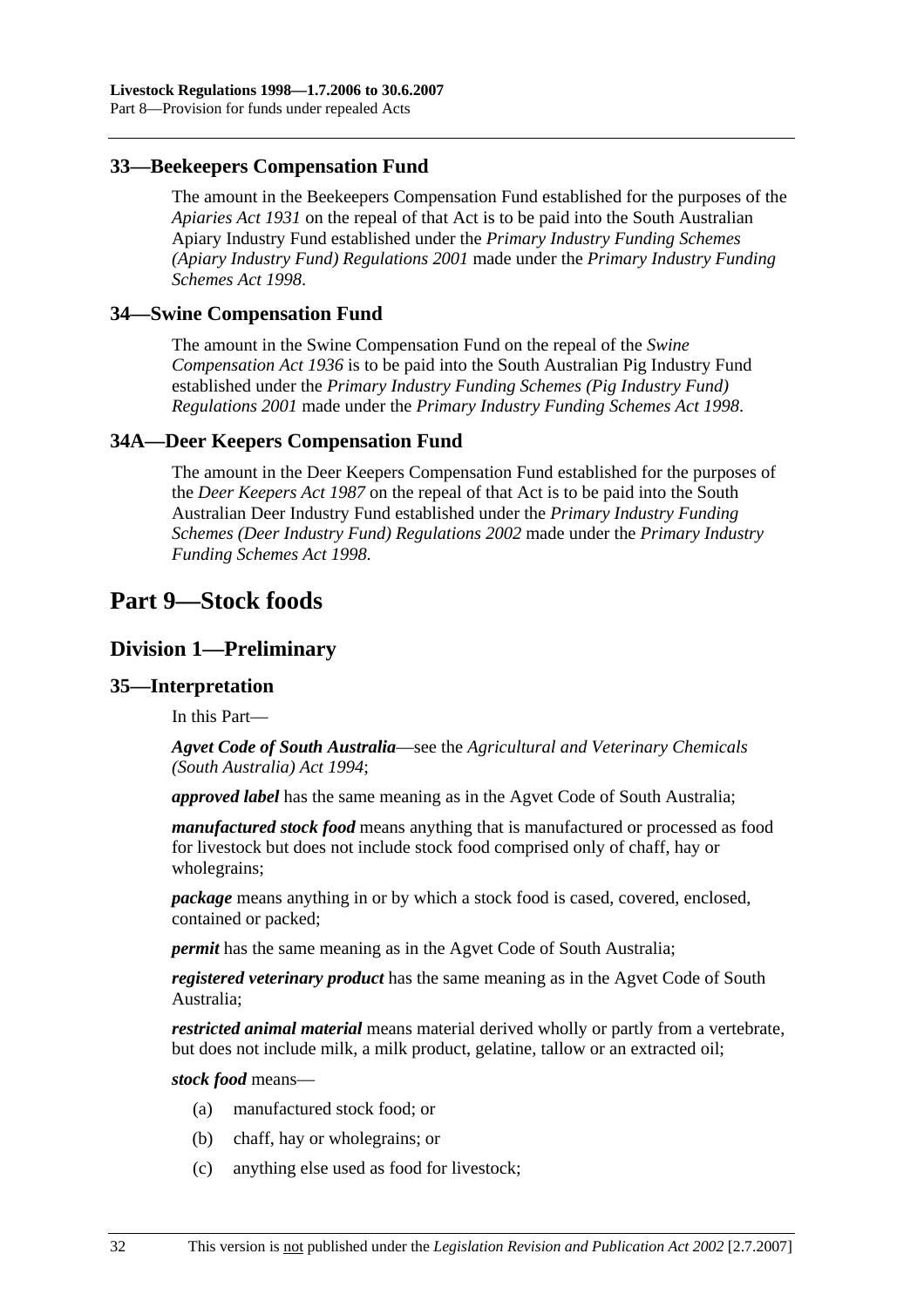### 33—Beekeepers Compensation Fund

The amount in the Beekeepers Compensation Fund established for the purposes of the *Apiaries Act 1931* on the repeal of that Act is to be paid into the South Australian Apiary Industry Fund established under the *Primary Industry Funding Schemes (Apiary Industry Fund) Regulations 2001* made under the *Primary Industry Funding Schemes Act 1998*.

### 34—Swine Compensation Fund

The amount in the Swine Compensation Fund on the repeal of the *Swine Compensation Act 1936* is to be paid into the South Australian Pig Industry Fund established under the *Primary Industry Funding Schemes (Pig Industry Fund) Regulations 2001* made under the *Primary Industry Funding Schemes Act 1998*.

### 34A—Deer Keepers Compensation Fund

The amount in the Deer Keepers Compensation Fund established for the purposes of the *Deer Keepers Act 1987* on the repeal of that Act is to be paid into the South Australian Deer Industry Fund established under the *Primary Industry Funding Schemes (Deer Industry Fund) Regulations 2002* made under the *Primary Industry Funding Schemes Act 1998*.

# Part 9—Stock foods

## Division 1—Preliminary

### 35—Interpretation

In this Part—

***Agvet Code of South Australia***—see the *Agricultural and Veterinary Chemicals (South Australia) Act 1994*;

***approved label*** has the same meaning as in the Agvet Code of South Australia;

***manufactured stock food*** means anything that is manufactured or processed as food for livestock but does not include stock food comprised only of chaff, hay or wholegrains;

***package*** means anything in or by which a stock food is cased, covered, enclosed, contained or packed;

***permit*** has the same meaning as in the Agvet Code of South Australia;

***registered veterinary product*** has the same meaning as in the Agvet Code of South Australia;

***restricted animal material*** means material derived wholly or partly from a vertebrate, but does not include milk, a milk product, gelatine, tallow or an extracted oil;

***stock food*** means—

(a) manufactured stock food; or

(b) chaff, hay or wholegrains; or

(c) anything else used as food for livestock;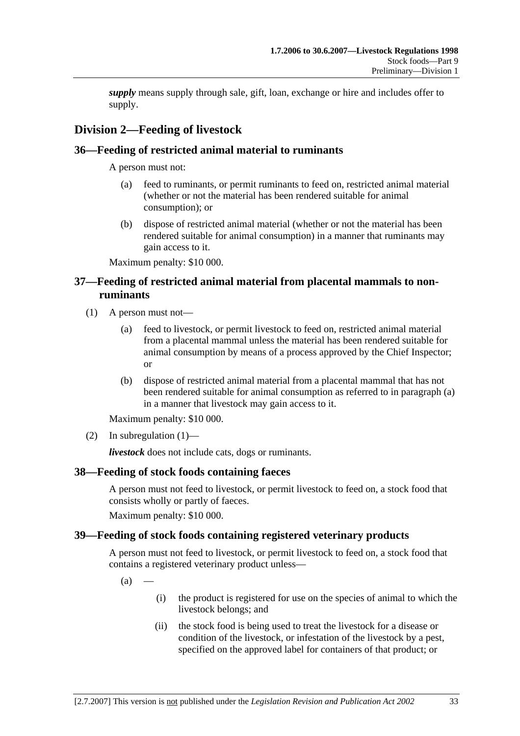***supply*** means supply through sale, gift, loan, exchange or hire and includes offer to supply.

## Division 2—Feeding of livestock

### 36—Feeding of restricted animal material to ruminants

A person must not:

(a) feed to ruminants, or permit ruminants to feed on, restricted animal material (whether or not the material has been rendered suitable for animal consumption); or

(b) dispose of restricted animal material (whether or not the material has been rendered suitable for animal consumption) in a manner that ruminants may gain access to it.

Maximum penalty: $10 000.

### 37—Feeding of restricted animal material from placental mammals to non-ruminants

(1) A person must not—

(a) feed to livestock, or permit livestock to feed on, restricted animal material from a placental mammal unless the material has been rendered suitable for animal consumption by means of a process approved by the Chief Inspector; or

(b) dispose of restricted animal material from a placental mammal that has not been rendered suitable for animal consumption as referred to in paragraph (a) in a manner that livestock may gain access to it.

Maximum penalty: $10 000.

(2) In subregulation (1)—

***livestock*** does not include cats, dogs or ruminants.

### 38—Feeding of stock foods containing faeces

A person must not feed to livestock, or permit livestock to feed on, a stock food that consists wholly or partly of faeces.

Maximum penalty: $10 000.

### 39—Feeding of stock foods containing registered veterinary products

A person must not feed to livestock, or permit livestock to feed on, a stock food that contains a registered veterinary product unless—

(a) —

(i) the product is registered for use on the species of animal to which the livestock belongs; and

(ii) the stock food is being used to treat the livestock for a disease or condition of the livestock, or infestation of the livestock by a pest, specified on the approved label for containers of that product; or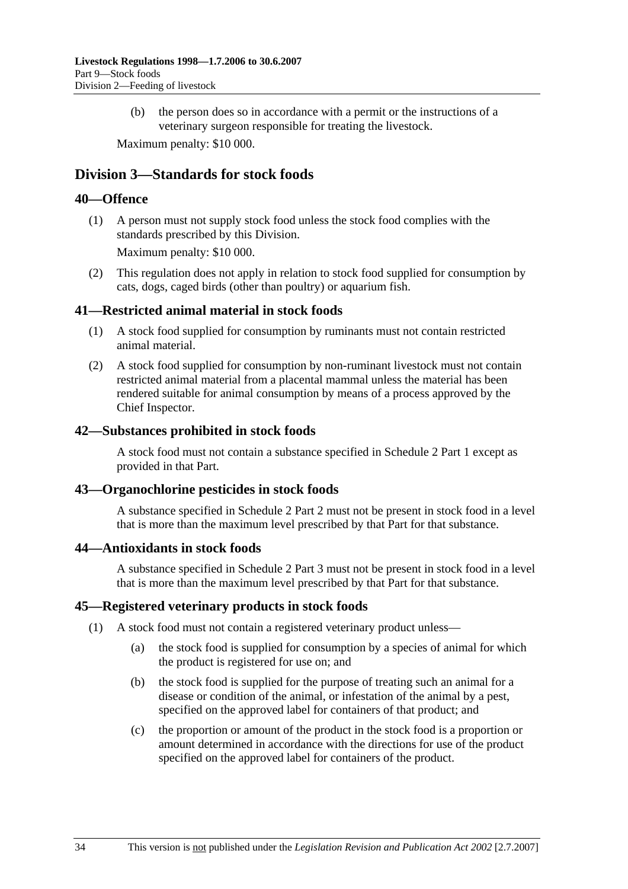(b) the person does so in accordance with a permit or the instructions of a veterinary surgeon responsible for treating the livestock.

Maximum penalty: $10 000.

## Division 3—Standards for stock foods

### 40—Offence

(1) A person must not supply stock food unless the stock food complies with the standards prescribed by this Division.

Maximum penalty: $10 000.

(2) This regulation does not apply in relation to stock food supplied for consumption by cats, dogs, caged birds (other than poultry) or aquarium fish.

### 41—Restricted animal material in stock foods

(1) A stock food supplied for consumption by ruminants must not contain restricted animal material.

(2) A stock food supplied for consumption by non-ruminant livestock must not contain restricted animal material from a placental mammal unless the material has been rendered suitable for animal consumption by means of a process approved by the Chief Inspector.

### 42—Substances prohibited in stock foods

A stock food must not contain a substance specified in Schedule 2 Part 1 except as provided in that Part.

### 43—Organochlorine pesticides in stock foods

A substance specified in Schedule 2 Part 2 must not be present in stock food in a level that is more than the maximum level prescribed by that Part for that substance.

### 44—Antioxidants in stock foods

A substance specified in Schedule 2 Part 3 must not be present in stock food in a level that is more than the maximum level prescribed by that Part for that substance.

### 45—Registered veterinary products in stock foods

(1) A stock food must not contain a registered veterinary product unless—

(a) the stock food is supplied for consumption by a species of animal for which the product is registered for use on; and

(b) the stock food is supplied for the purpose of treating such an animal for a disease or condition of the animal, or infestation of the animal by a pest, specified on the approved label for containers of that product; and

(c) the proportion or amount of the product in the stock food is a proportion or amount determined in accordance with the directions for use of the product specified on the approved label for containers of the product.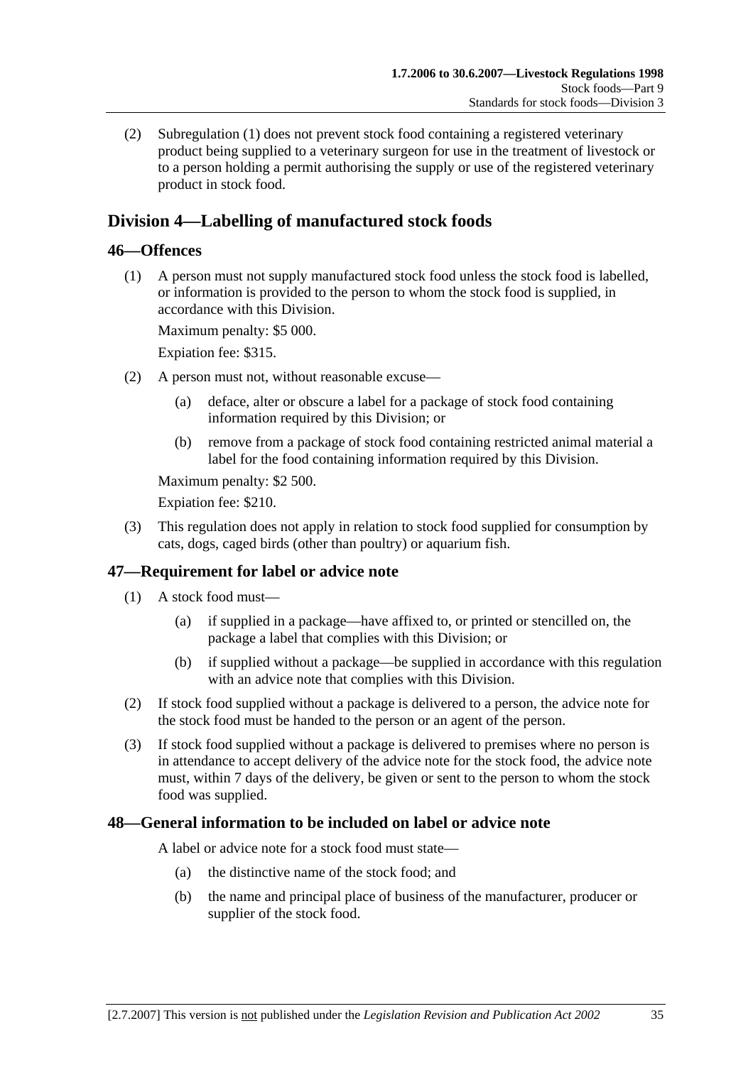(2) Subregulation (1) does not prevent stock food containing a registered veterinary product being supplied to a veterinary surgeon for use in the treatment of livestock or to a person holding a permit authorising the supply or use of the registered veterinary product in stock food.

## Division 4—Labelling of manufactured stock foods

### 46—Offences

(1) A person must not supply manufactured stock food unless the stock food is labelled, or information is provided to the person to whom the stock food is supplied, in accordance with this Division.

Maximum penalty: $5 000.

Expiation fee: $315.

(2) A person must not, without reasonable excuse—

(a) deface, alter or obscure a label for a package of stock food containing information required by this Division; or

(b) remove from a package of stock food containing restricted animal material a label for the food containing information required by this Division.

Maximum penalty: $2 500.

Expiation fee: $210.

(3) This regulation does not apply in relation to stock food supplied for consumption by cats, dogs, caged birds (other than poultry) or aquarium fish.

### 47—Requirement for label or advice note

(1) A stock food must—

(a) if supplied in a package—have affixed to, or printed or stencilled on, the package a label that complies with this Division; or

(b) if supplied without a package—be supplied in accordance with this regulation with an advice note that complies with this Division.

(2) If stock food supplied without a package is delivered to a person, the advice note for the stock food must be handed to the person or an agent of the person.

(3) If stock food supplied without a package is delivered to premises where no person is in attendance to accept delivery of the advice note for the stock food, the advice note must, within 7 days of the delivery, be given or sent to the person to whom the stock food was supplied.

### 48—General information to be included on label or advice note

A label or advice note for a stock food must state—

(a) the distinctive name of the stock food; and

(b) the name and principal place of business of the manufacturer, producer or supplier of the stock food.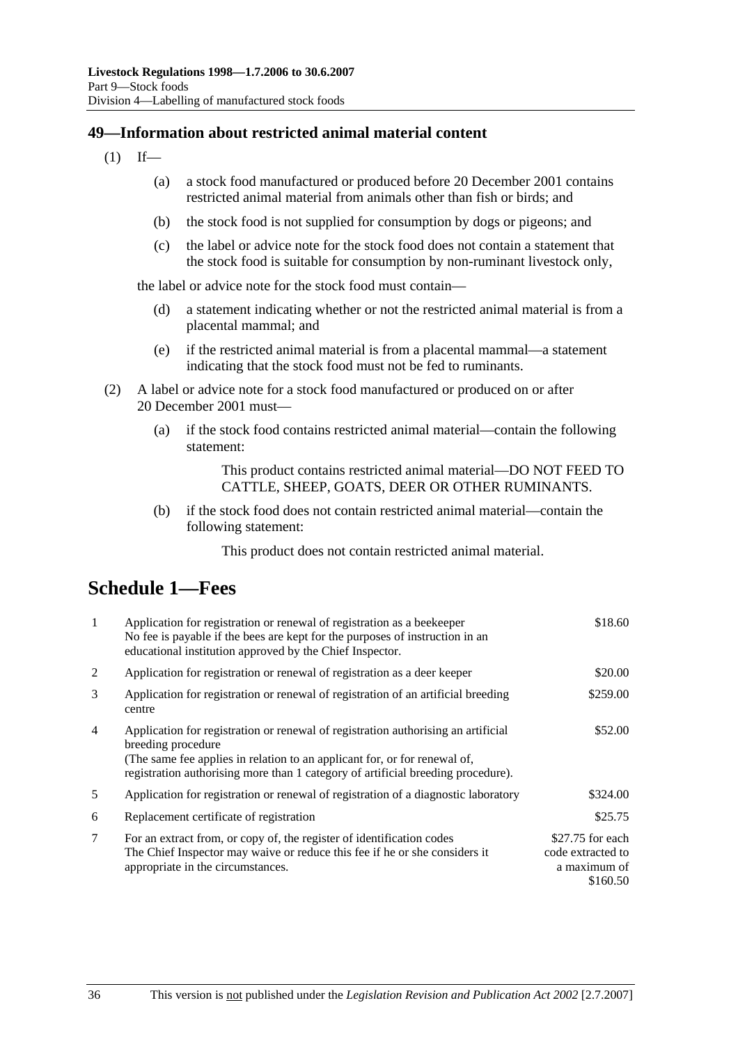## 49—Information about restricted animal material content

(1) If—

(a) a stock food manufactured or produced before 20 December 2001 contains restricted animal material from animals other than fish or birds; and

(b) the stock food is not supplied for consumption by dogs or pigeons; and

(c) the label or advice note for the stock food does not contain a statement that the stock food is suitable for consumption by non-ruminant livestock only,

the label or advice note for the stock food must contain—

(d) a statement indicating whether or not the restricted animal material is from a placental mammal; and

(e) if the restricted animal material is from a placental mammal—a statement indicating that the stock food must not be fed to ruminants.

(2) A label or advice note for a stock food manufactured or produced on or after 20 December 2001 must—

(a) if the stock food contains restricted animal material—contain the following statement:

> This product contains restricted animal material—DO NOT FEED TO CATTLE, SHEEP, GOATS, DEER OR OTHER RUMINANTS.

(b) if the stock food does not contain restricted animal material—contain the following statement:

> This product does not contain restricted animal material.

# Schedule 1—Fees

| | | |
|---|---|---|
| 1 | Application for registration or renewal of registration as a beekeeper<br>No fee is payable if the bees are kept for the purposes of instruction in an educational institution approved by the Chief Inspector. | $18.60 |
| 2 | Application for registration or renewal of registration as a deer keeper | $20.00 |
| 3 | Application for registration or renewal of registration of an artificial breeding centre | $259.00 |
| 4 | Application for registration or renewal of registration authorising an artificial breeding procedure<br>(The same fee applies in relation to an applicant for, or for renewal of, registration authorising more than 1 category of artificial breeding procedure). | $52.00 |
| 5 | Application for registration or renewal of registration of a diagnostic laboratory | $324.00 |
| 6 | Replacement certificate of registration | $25.75 |
| 7 | For an extract from, or copy of, the register of identification codes<br>The Chief Inspector may waive or reduce this fee if he or she considers it appropriate in the circumstances. | $27.75 for each code extracted to a maximum of $160.50 |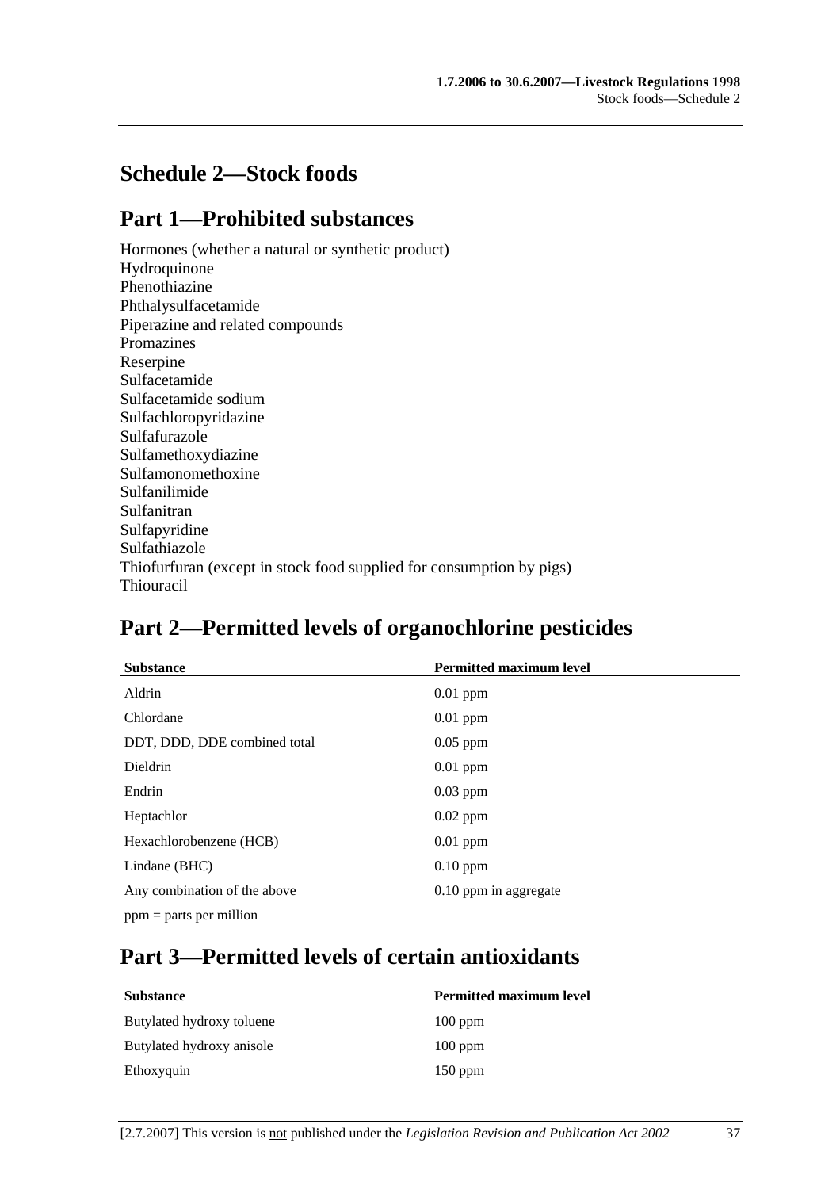## Schedule 2—Stock foods

## Part 1—Prohibited substances

Hormones (whether a natural or synthetic product)
Hydroquinone
Phenothiazine
Phthalysulfacetamide
Piperazine and related compounds
Promazines
Reserpine
Sulfacetamide
Sulfacetamide sodium
Sulfachloropyridazine
Sulfafurazole
Sulfamethoxydiazine
Sulfamonomethoxine
Sulfanilimide
Sulfanitran
Sulfapyridine
Sulfathiazole
Thiofurfuran (except in stock food supplied for consumption by pigs)
Thiouracil

## Part 2—Permitted levels of organochlorine pesticides

| Substance | Permitted maximum level |
|---|---|
| Aldrin | 0.01 ppm |
| Chlordane | 0.01 ppm |
| DDT, DDD, DDE combined total | 0.05 ppm |
| Dieldrin | 0.01 ppm |
| Endrin | 0.03 ppm |
| Heptachlor | 0.02 ppm |
| Hexachlorobenzene (HCB) | 0.01 ppm |
| Lindane (BHC) | 0.10 ppm |
| Any combination of the above | 0.10 ppm in aggregate |

ppm = parts per million

## Part 3—Permitted levels of certain antioxidants

| Substance | Permitted maximum level |
|---|---|
| Butylated hydroxy toluene | 100 ppm |
| Butylated hydroxy anisole | 100 ppm |
| Ethoxyquin | 150 ppm |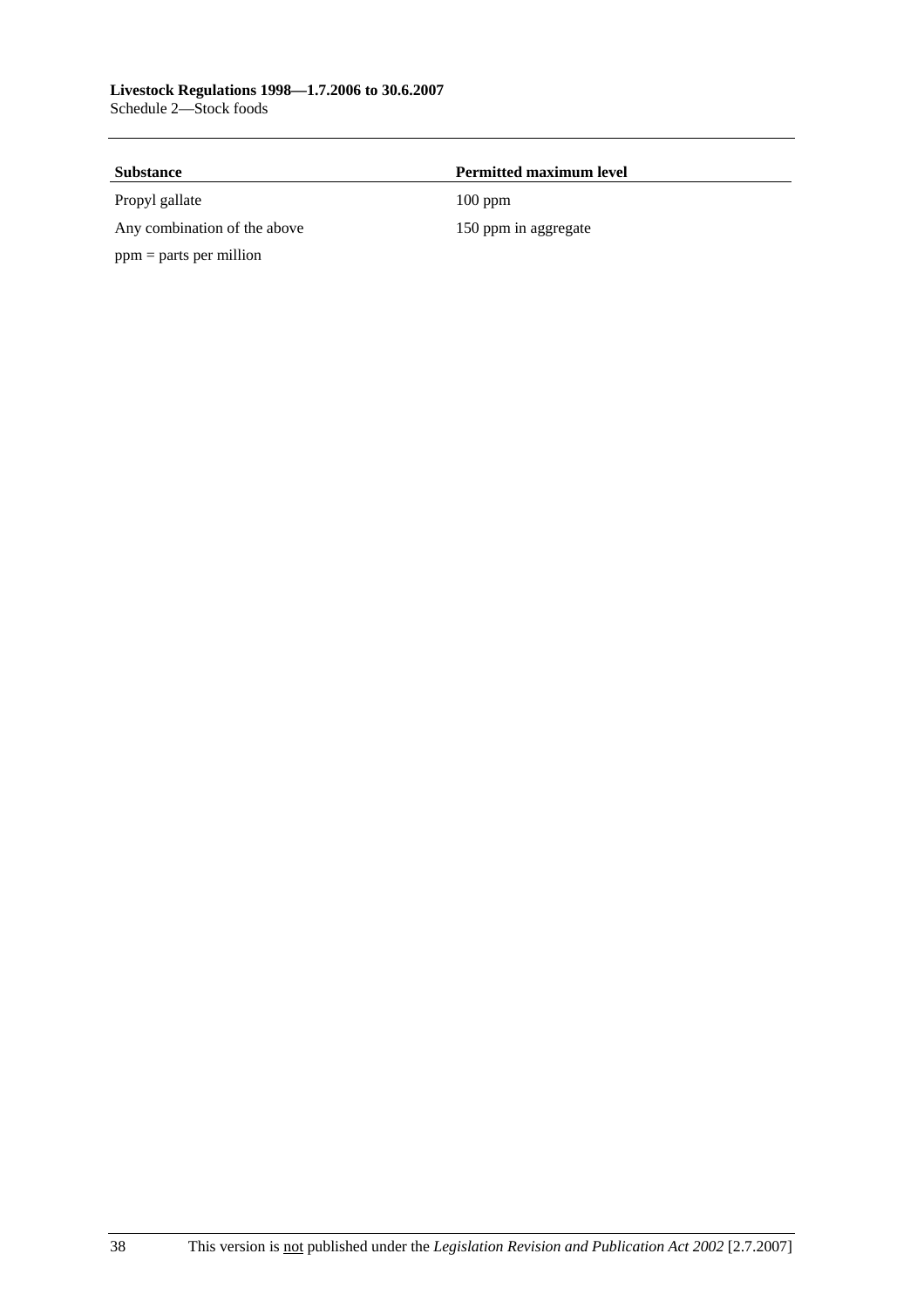| Substance | Permitted maximum level |
|---|---|
| Propyl gallate | 100 ppm |
| Any combination of the above | 150 ppm in aggregate |

ppm = parts per million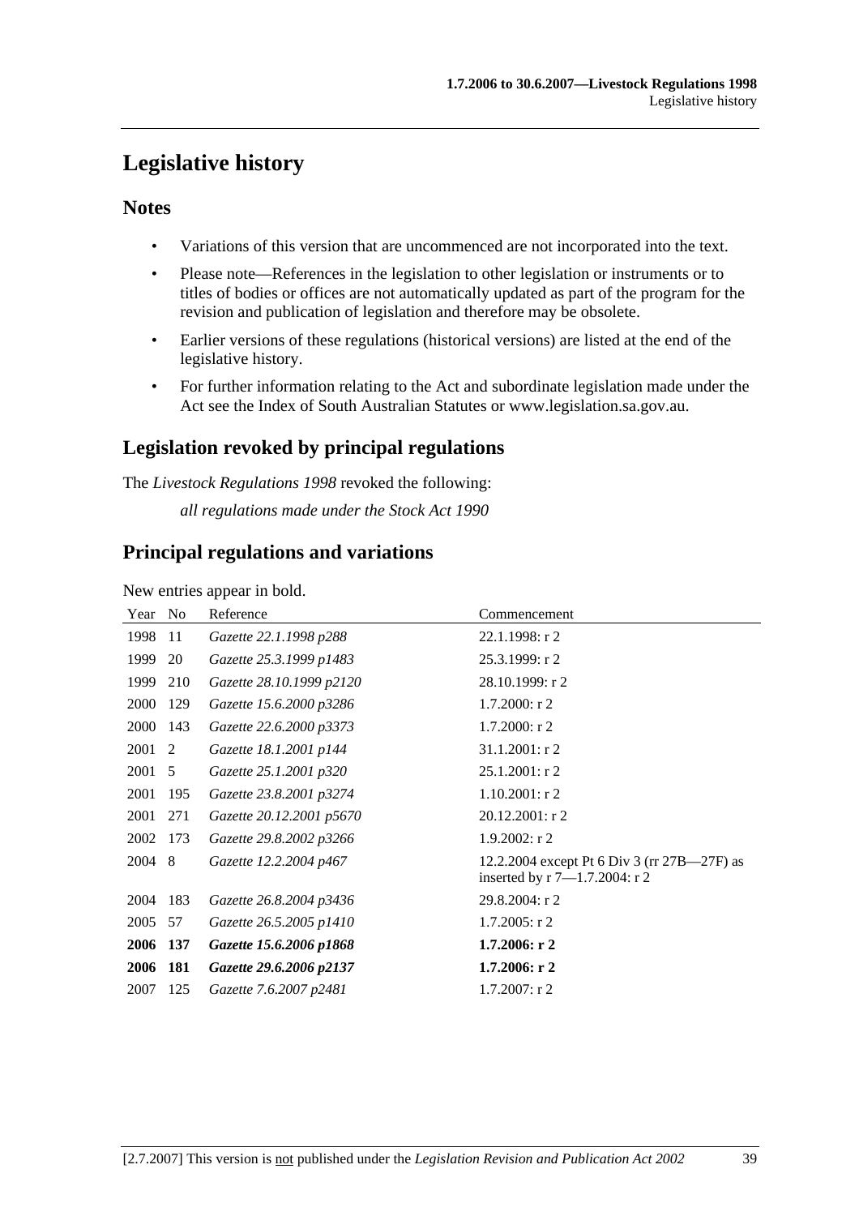# Legislative history

## Notes

- Variations of this version that are uncommenced are not incorporated into the text.
- Please note—References in the legislation to other legislation or instruments or to titles of bodies or offices are not automatically updated as part of the program for the revision and publication of legislation and therefore may be obsolete.
- Earlier versions of these regulations (historical versions) are listed at the end of the legislative history.
- For further information relating to the Act and subordinate legislation made under the Act see the Index of South Australian Statutes or www.legislation.sa.gov.au.

## Legislation revoked by principal regulations

The *Livestock Regulations 1998* revoked the following:

*all regulations made under the Stock Act 1990*

## Principal regulations and variations

New entries appear in bold.

| Year | No | Reference | Commencement |
|---|---|---|---|
| 1998 | 11 | *Gazette 22.1.1998 p288* | 22.1.1998: r 2 |
| 1999 | 20 | *Gazette 25.3.1999 p1483* | 25.3.1999: r 2 |
| 1999 | 210 | *Gazette 28.10.1999 p2120* | 28.10.1999: r 2 |
| 2000 | 129 | *Gazette 15.6.2000 p3286* | 1.7.2000: r 2 |
| 2000 | 143 | *Gazette 22.6.2000 p3373* | 1.7.2000: r 2 |
| 2001 | 2 | *Gazette 18.1.2001 p144* | 31.1.2001: r 2 |
| 2001 | 5 | *Gazette 25.1.2001 p320* | 25.1.2001: r 2 |
| 2001 | 195 | *Gazette 23.8.2001 p3274* | 1.10.2001: r 2 |
| 2001 | 271 | *Gazette 20.12.2001 p5670* | 20.12.2001: r 2 |
| 2002 | 173 | *Gazette 29.8.2002 p3266* | 1.9.2002: r 2 |
| 2004 | 8 | *Gazette 12.2.2004 p467* | 12.2.2004 except Pt 6 Div 3 (rr 27B—27F) as inserted by r 7—1.7.2004: r 2 |
| 2004 | 183 | *Gazette 26.8.2004 p3436* | 29.8.2004: r 2 |
| 2005 | 57 | *Gazette 26.5.2005 p1410* | 1.7.2005: r 2 |
| **2006** | **137** | ***Gazette 15.6.2006 p1868*** | **1.7.2006: r 2** |
| **2006** | **181** | ***Gazette 29.6.2006 p2137*** | **1.7.2006: r 2** |
| 2007 | 125 | *Gazette 7.6.2007 p2481* | 1.7.2007: r 2 |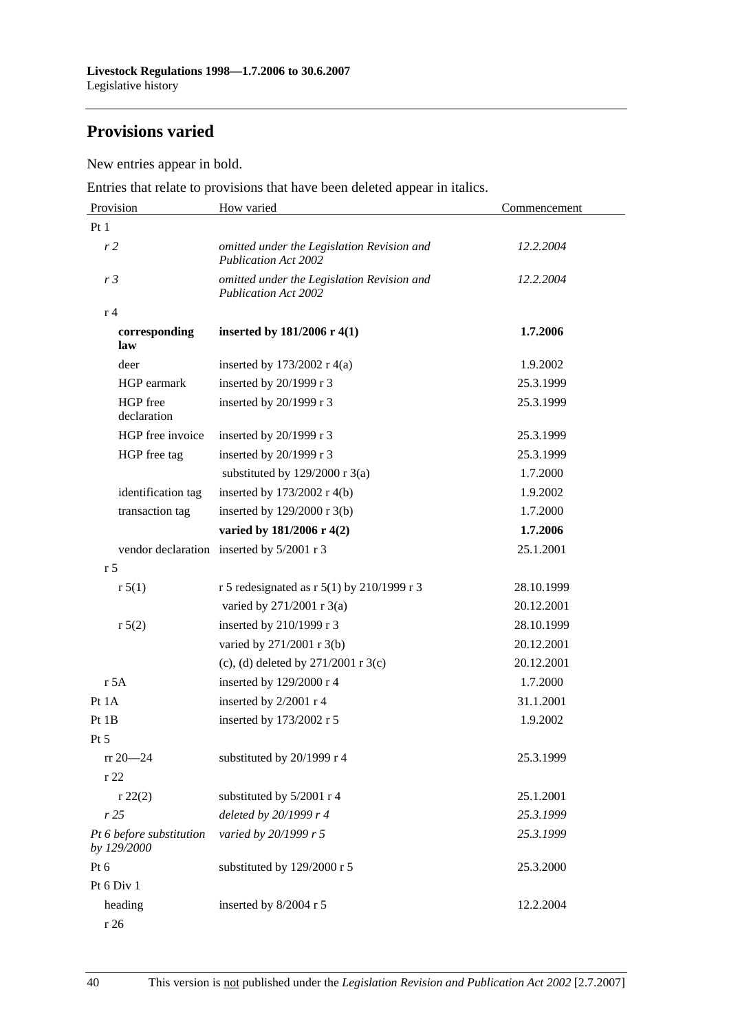## Provisions varied

New entries appear in bold.

Entries that relate to provisions that have been deleted appear in italics.

| Provision | How varied | Commencement |
|---|---|---|
| Pt 1 | | |
| *r 2* | *omitted under the Legislation Revision and Publication Act 2002* | *12.2.2004* |
| *r 3* | *omitted under the Legislation Revision and Publication Act 2002* | *12.2.2004* |
| r 4 | | |
| **corresponding law** | **inserted by 181/2006 r 4(1)** | **1.7.2006** |
| deer | inserted by 173/2002 r 4(a) | 1.9.2002 |
| HGP earmark | inserted by 20/1999 r 3 | 25.3.1999 |
| HGP free declaration | inserted by 20/1999 r 3 | 25.3.1999 |
| HGP free invoice | inserted by 20/1999 r 3 | 25.3.1999 |
| HGP free tag | inserted by 20/1999 r 3 | 25.3.1999 |
| | substituted by 129/2000 r 3(a) | 1.7.2000 |
| identification tag | inserted by 173/2002 r 4(b) | 1.9.2002 |
| transaction tag | inserted by 129/2000 r 3(b) | 1.7.2000 |
| | **varied by 181/2006 r 4(2)** | **1.7.2006** |
| vendor declaration | inserted by 5/2001 r 3 | 25.1.2001 |
| r 5 | | |
| r 5(1) | r 5 redesignated as r 5(1) by 210/1999 r 3 | 28.10.1999 |
| | varied by 271/2001 r 3(a) | 20.12.2001 |
| r 5(2) | inserted by 210/1999 r 3 | 28.10.1999 |
| | varied by 271/2001 r 3(b) | 20.12.2001 |
| | (c), (d) deleted by 271/2001 r 3(c) | 20.12.2001 |
| r 5A | inserted by 129/2000 r 4 | 1.7.2000 |
| Pt 1A | inserted by 2/2001 r 4 | 31.1.2001 |
| Pt 1B | inserted by 173/2002 r 5 | 1.9.2002 |
| Pt 5 | | |
| rr 20—24 | substituted by 20/1999 r 4 | 25.3.1999 |
| r 22 | | |
| r 22(2) | substituted by 5/2001 r 4 | 25.1.2001 |
| *r 25* | *deleted by 20/1999 r 4* | *25.3.1999* |
| *Pt 6 before substitution by 129/2000* | *varied by 20/1999 r 5* | *25.3.1999* |
| Pt 6 | substituted by 129/2000 r 5 | 25.3.2000 |
| Pt 6 Div 1 | | |
| heading | inserted by 8/2004 r 5 | 12.2.2004 |
| r 26 | | |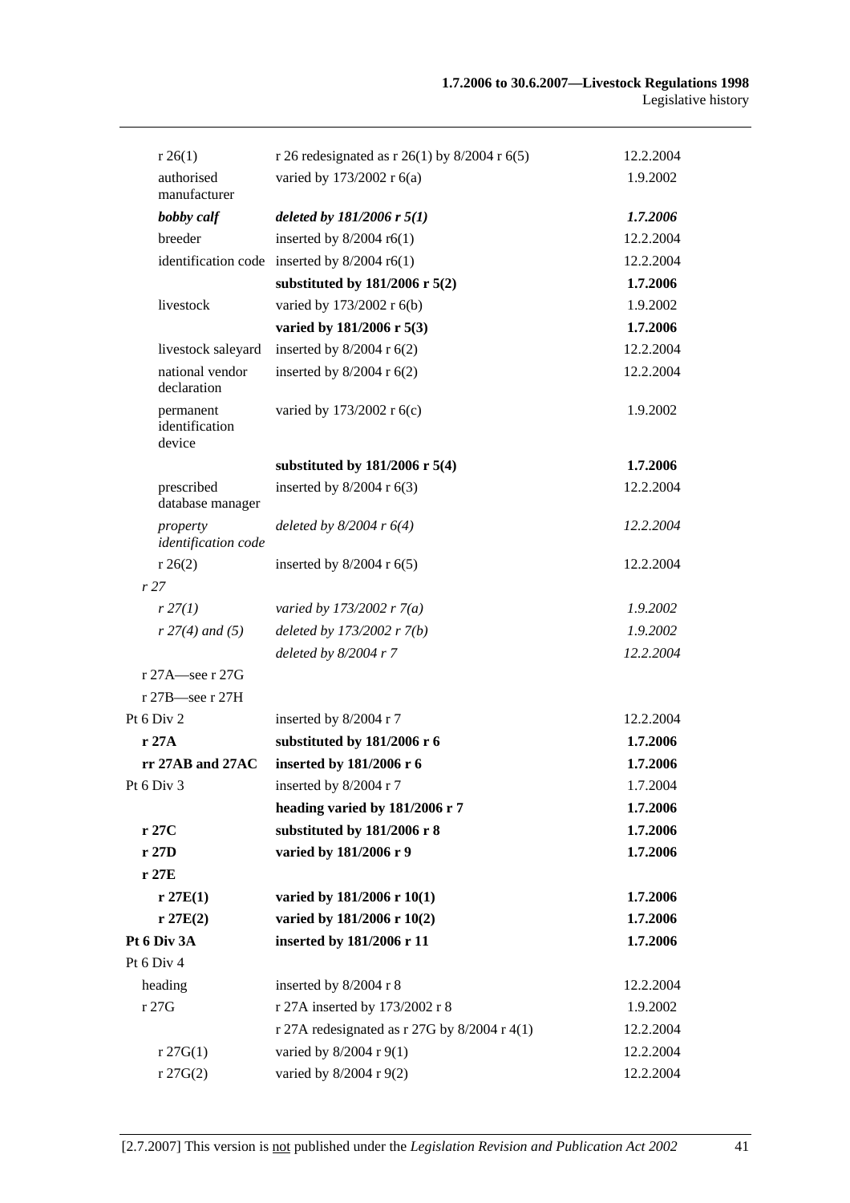| | | |
|---|---|---|
| r 26(1) | r 26 redesignated as r 26(1) by 8/2004 r 6(5) | 12.2.2004 |
| authorised manufacturer | varied by 173/2002 r 6(a) | 1.9.2002 |
| ***bobby calf*** | ***deleted by 181/2006 r 5(1)*** | ***1.7.2006*** |
| breeder | inserted by 8/2004 r6(1) | 12.2.2004 |
| identification code | inserted by 8/2004 r6(1) | 12.2.2004 |
| | **substituted by 181/2006 r 5(2)** | **1.7.2006** |
| livestock | varied by 173/2002 r 6(b) | 1.9.2002 |
| | **varied by 181/2006 r 5(3)** | **1.7.2006** |
| livestock saleyard | inserted by 8/2004 r 6(2) | 12.2.2004 |
| national vendor declaration | inserted by 8/2004 r 6(2) | 12.2.2004 |
| permanent identification device | varied by 173/2002 r 6(c) | 1.9.2002 |
| | **substituted by 181/2006 r 5(4)** | **1.7.2006** |
| prescribed database manager | inserted by 8/2004 r 6(3) | 12.2.2004 |
| *property identification code* | *deleted by 8/2004 r 6(4)* | *12.2.2004* |
| r 26(2) | inserted by 8/2004 r 6(5) | 12.2.2004 |
| *r 27* | | |
| *r 27(1)* | *varied by 173/2002 r 7(a)* | *1.9.2002* |
| *r 27(4) and (5)* | *deleted by 173/2002 r 7(b)* | *1.9.2002* |
| | *deleted by 8/2004 r 7* | *12.2.2004* |
| r 27A—see r 27G | | |
| r 27B—see r 27H | | |
| Pt 6 Div 2 | inserted by 8/2004 r 7 | 12.2.2004 |
| **r 27A** | **substituted by 181/2006 r 6** | **1.7.2006** |
| **rr 27AB and 27AC** | **inserted by 181/2006 r 6** | **1.7.2006** |
| Pt 6 Div 3 | inserted by 8/2004 r 7 | 1.7.2004 |
| | **heading varied by 181/2006 r 7** | **1.7.2006** |
| **r 27C** | **substituted by 181/2006 r 8** | **1.7.2006** |
| **r 27D** | **varied by 181/2006 r 9** | **1.7.2006** |
| **r 27E** | | |
| **r 27E(1)** | **varied by 181/2006 r 10(1)** | **1.7.2006** |
| **r 27E(2)** | **varied by 181/2006 r 10(2)** | **1.7.2006** |
| **Pt 6 Div 3A** | **inserted by 181/2006 r 11** | **1.7.2006** |
| Pt 6 Div 4 | | |
| heading | inserted by 8/2004 r 8 | 12.2.2004 |
| r 27G | r 27A inserted by 173/2002 r 8 | 1.9.2002 |
| | r 27A redesignated as r 27G by 8/2004 r 4(1) | 12.2.2004 |
| r 27G(1) | varied by 8/2004 r 9(1) | 12.2.2004 |
| r 27G(2) | varied by 8/2004 r 9(2) | 12.2.2004 |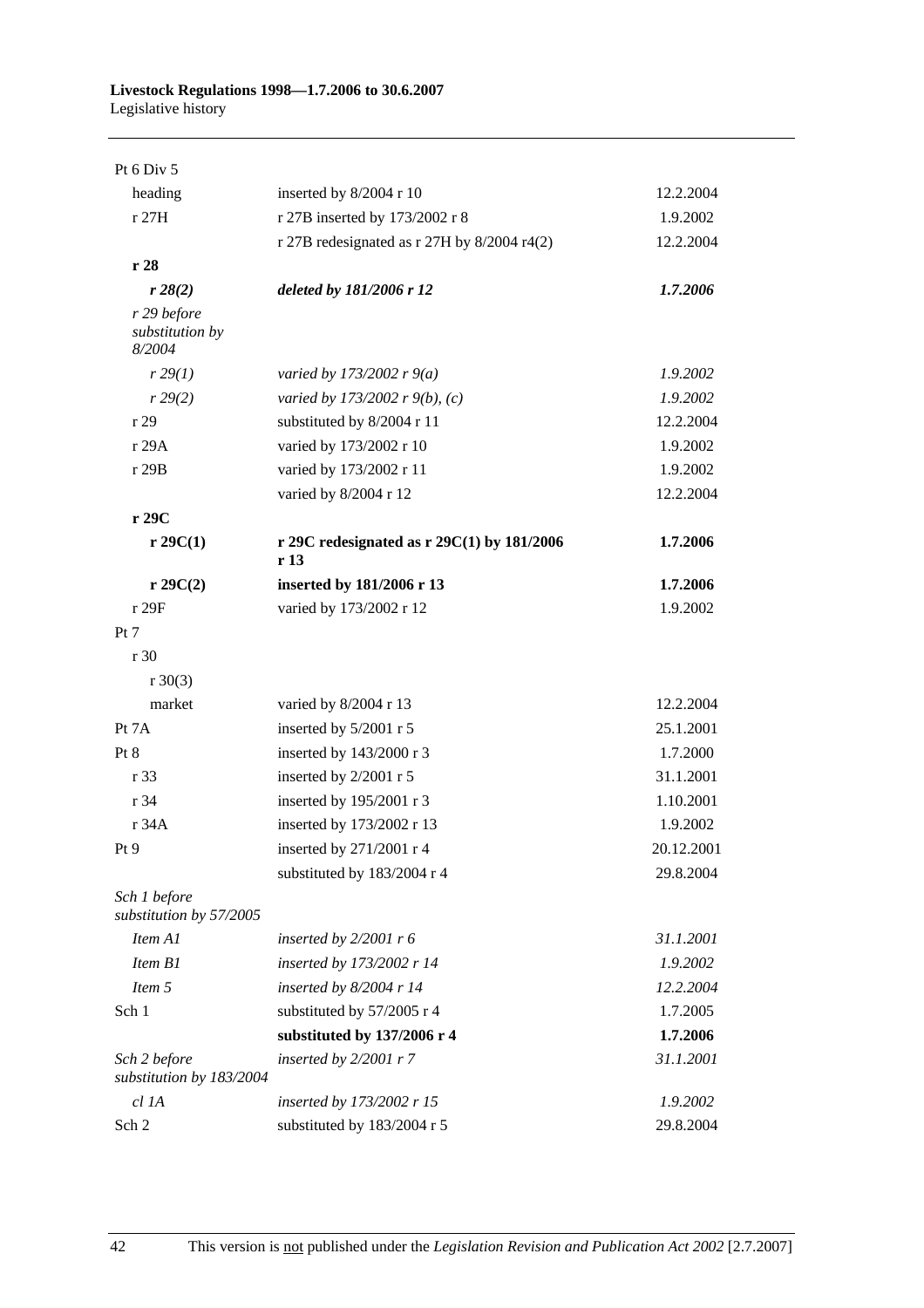| | | |
|---|---|---|
| Pt 6 Div 5 | | |
| heading | inserted by 8/2004 r 10 | 12.2.2004 |
| r 27H | r 27B inserted by 173/2002 r 8 | 1.9.2002 |
| | r 27B redesignated as r 27H by 8/2004 r4(2) | 12.2.2004 |
| **r 28** | | |
| ***r 28(2)*** | ***deleted by 181/2006 r 12*** | ***1.7.2006*** |
| *r 29 before substitution by 8/2004* | | |
| *r 29(1)* | *varied by 173/2002 r 9(a)* | *1.9.2002* |
| *r 29(2)* | *varied by 173/2002 r 9(b), (c)* | *1.9.2002* |
| r 29 | substituted by 8/2004 r 11 | 12.2.2004 |
| r 29A | varied by 173/2002 r 10 | 1.9.2002 |
| r 29B | varied by 173/2002 r 11 | 1.9.2002 |
| | varied by 8/2004 r 12 | 12.2.2004 |
| **r 29C** | | |
| **r 29C(1)** | **r 29C redesignated as r 29C(1) by 181/2006 r 13** | **1.7.2006** |
| **r 29C(2)** | **inserted by 181/2006 r 13** | **1.7.2006** |
| r 29F | varied by 173/2002 r 12 | 1.9.2002 |
| Pt 7 | | |
| r 30 | | |
| r 30(3) | | |
| market | varied by 8/2004 r 13 | 12.2.2004 |
| Pt 7A | inserted by 5/2001 r 5 | 25.1.2001 |
| Pt 8 | inserted by 143/2000 r 3 | 1.7.2000 |
| r 33 | inserted by 2/2001 r 5 | 31.1.2001 |
| r 34 | inserted by 195/2001 r 3 | 1.10.2001 |
| r 34A | inserted by 173/2002 r 13 | 1.9.2002 |
| Pt 9 | inserted by 271/2001 r 4 | 20.12.2001 |
| | substituted by 183/2004 r 4 | 29.8.2004 |
| *Sch 1 before substitution by 57/2005* | | |
| *Item A1* | *inserted by 2/2001 r 6* | *31.1.2001* |
| *Item B1* | *inserted by 173/2002 r 14* | *1.9.2002* |
| *Item 5* | *inserted by 8/2004 r 14* | *12.2.2004* |
| Sch 1 | substituted by 57/2005 r 4 | 1.7.2005 |
| | **substituted by 137/2006 r 4** | **1.7.2006** |
| *Sch 2 before substitution by 183/2004* | *inserted by 2/2001 r 7* | *31.1.2001* |
| *cl 1A* | *inserted by 173/2002 r 15* | *1.9.2002* |
| Sch 2 | substituted by 183/2004 r 5 | 29.8.2004 |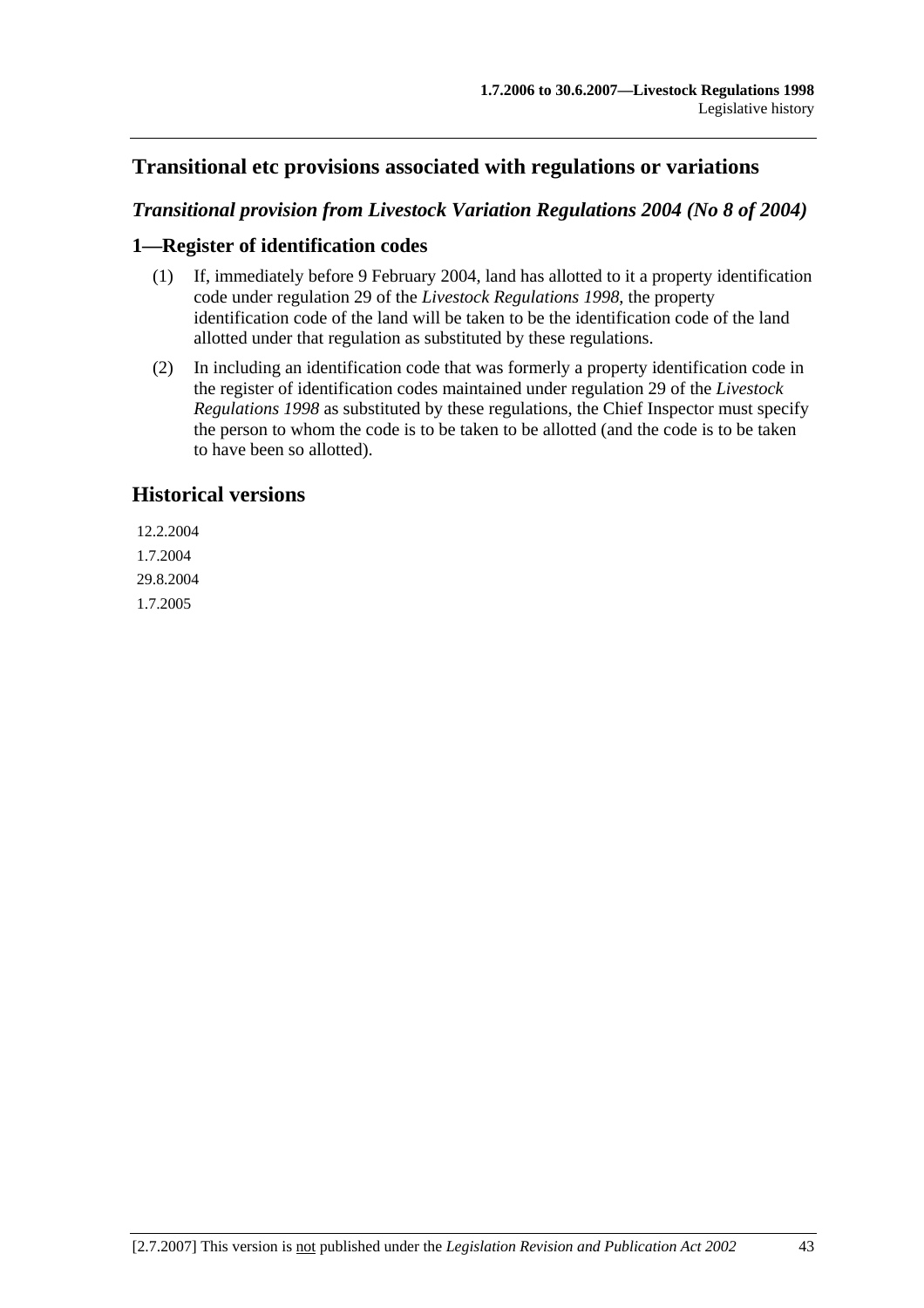## Transitional etc provisions associated with regulations or variations

### *Transitional provision from Livestock Variation Regulations 2004 (No 8 of 2004)*

### 1—Register of identification codes

(1) If, immediately before 9 February 2004, land has allotted to it a property identification code under regulation 29 of the *Livestock Regulations 1998*, the property identification code of the land will be taken to be the identification code of the land allotted under that regulation as substituted by these regulations.

(2) In including an identification code that was formerly a property identification code in the register of identification codes maintained under regulation 29 of the *Livestock Regulations 1998* as substituted by these regulations, the Chief Inspector must specify the person to whom the code is to be taken to be allotted (and the code is to be taken to have been so allotted).

## Historical versions

12.2.2004

1.7.2004

29.8.2004

1.7.2005